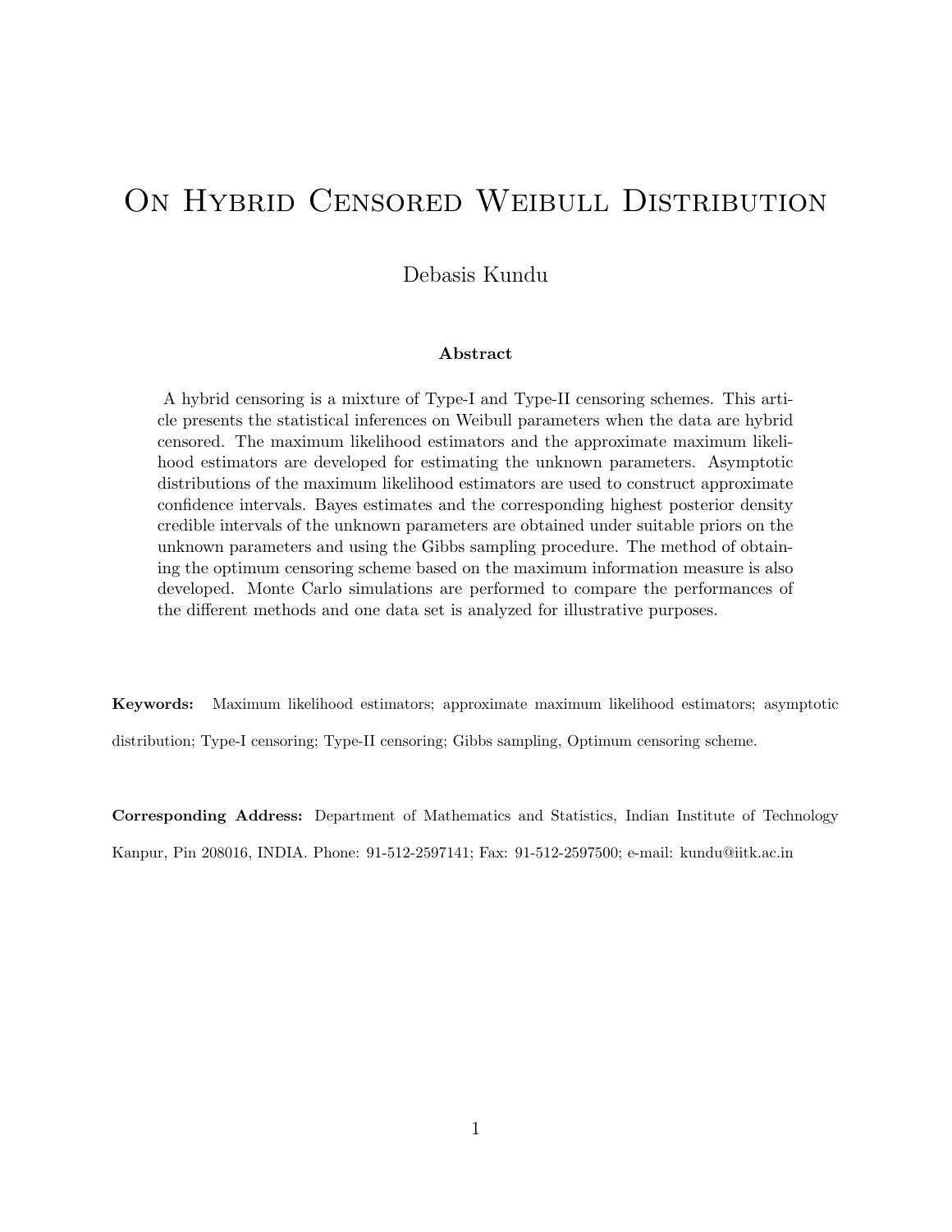# On Hybrid Censored Weibull Distribution

Debasis Kundu

## Abstract

A hybrid censoring is a mixture of Type-I and Type-II censoring schemes. This article presents the statistical inferences on Weibull parameters when the data are hybrid censored. The maximum likelihood estimators and the approximate maximum likelihood estimators are developed for estimating the unknown parameters. Asymptotic distributions of the maximum likelihood estimators are used to construct approximate confidence intervals. Bayes estimates and the corresponding highest posterior density credible intervals of the unknown parameters are obtained under suitable priors on the unknown parameters and using the Gibbs sampling procedure. The method of obtaining the optimum censoring scheme based on the maximum information measure is also developed. Monte Carlo simulations are performed to compare the performances of the different methods and one data set is analyzed for illustrative purposes.

**Keywords:** Maximum likelihood estimators; approximate maximum likelihood estimators; asymptotic distribution; Type-I censoring; Type-II censoring; Gibbs sampling, Optimum censoring scheme.

**Corresponding Address:** Department of Mathematics and Statistics, Indian Institute of Technology Kanpur, Pin 208016, INDIA. Phone: 91-512-2597141; Fax: 91-512-2597500; e-mail: kundu@iitk.ac.in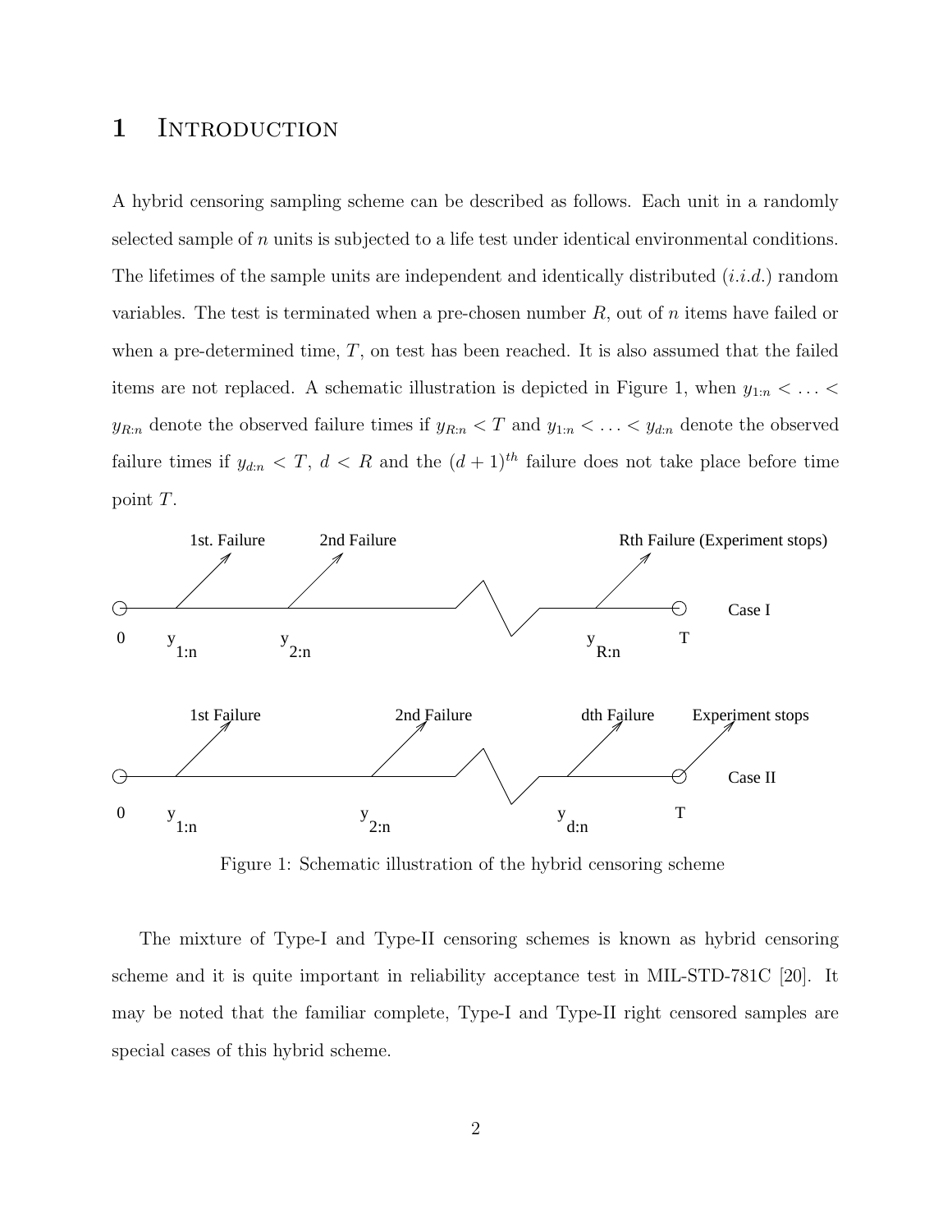# 1 Introduction

A hybrid censoring sampling scheme can be described as follows. Each unit in a randomly selected sample of $n$ units is subjected to a life test under identical environmental conditions. The lifetimes of the sample units are independent and identically distributed (*i.i.d.*) random variables. The test is terminated when a pre-chosen number $R$, out of $n$ items have failed or when a pre-determined time, $T$, on test has been reached. It is also assumed that the failed items are not replaced. A schematic illustration is depicted in Figure 1, when $y_{1:n} < \ldots < y_{R:n}$ denote the observed failure times if $y_{R:n} < T$ and $y_{1:n} < \ldots < y_{d:n}$ denote the observed failure times if $y_{d:n} < T$, $d < R$ and the $(d+1)^{th}$ failure does not take place before time point $T$.

Figure 1: Schematic illustration of the hybrid censoring scheme

The mixture of Type-I and Type-II censoring schemes is known as hybrid censoring scheme and it is quite important in reliability acceptance test in MIL-STD-781C [20]. It may be noted that the familiar complete, Type-I and Type-II right censored samples are special cases of this hybrid scheme.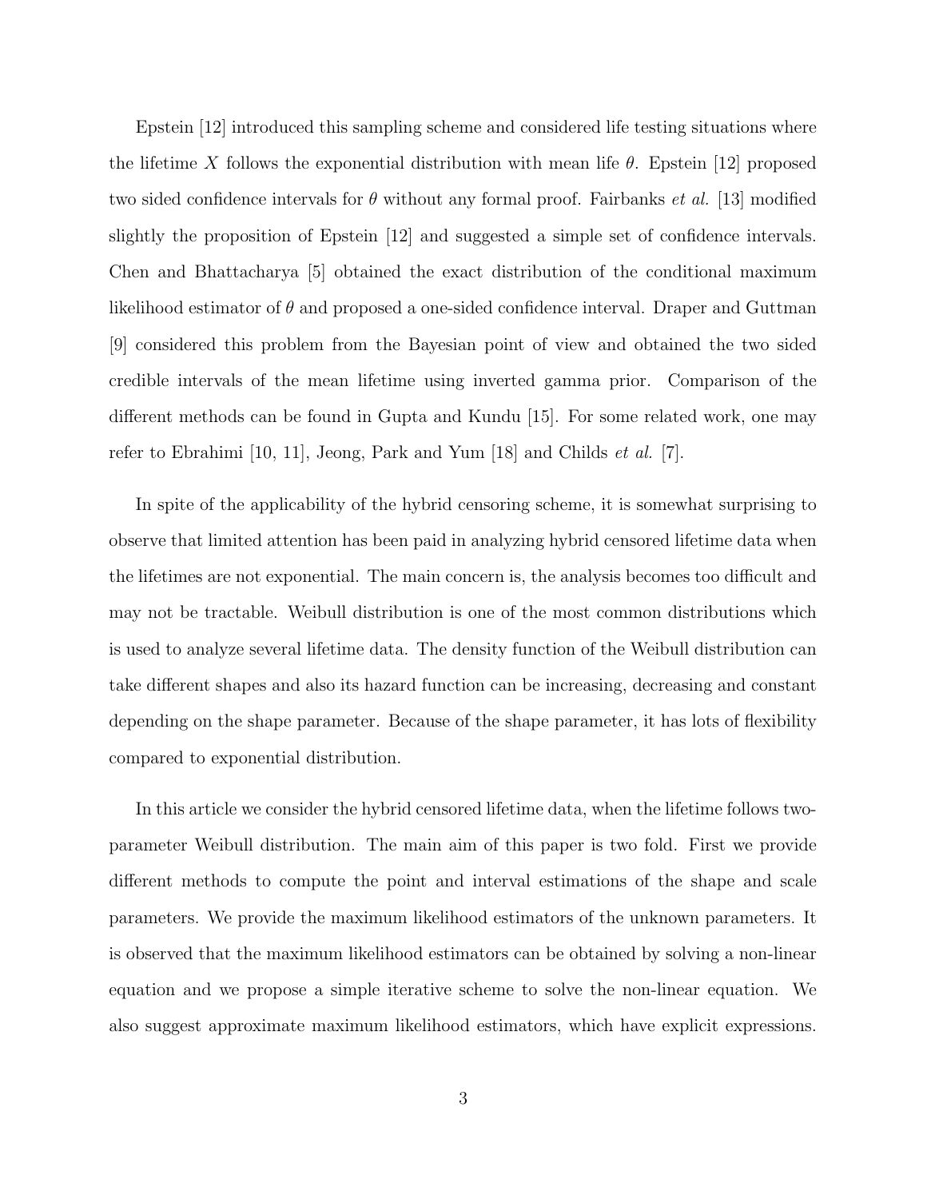Epstein [12] introduced this sampling scheme and considered life testing situations where the lifetime $X$ follows the exponential distribution with mean life $\theta$. Epstein [12] proposed two sided confidence intervals for $\theta$ without any formal proof. Fairbanks *et al.* [13] modified slightly the proposition of Epstein [12] and suggested a simple set of confidence intervals. Chen and Bhattacharya [5] obtained the exact distribution of the conditional maximum likelihood estimator of $\theta$ and proposed a one-sided confidence interval. Draper and Guttman [9] considered this problem from the Bayesian point of view and obtained the two sided credible intervals of the mean lifetime using inverted gamma prior. Comparison of the different methods can be found in Gupta and Kundu [15]. For some related work, one may refer to Ebrahimi [10, 11], Jeong, Park and Yum [18] and Childs *et al.* [7].

In spite of the applicability of the hybrid censoring scheme, it is somewhat surprising to observe that limited attention has been paid in analyzing hybrid censored lifetime data when the lifetimes are not exponential. The main concern is, the analysis becomes too difficult and may not be tractable. Weibull distribution is one of the most common distributions which is used to analyze several lifetime data. The density function of the Weibull distribution can take different shapes and also its hazard function can be increasing, decreasing and constant depending on the shape parameter. Because of the shape parameter, it has lots of flexibility compared to exponential distribution.

In this article we consider the hybrid censored lifetime data, when the lifetime follows two-parameter Weibull distribution. The main aim of this paper is two fold. First we provide different methods to compute the point and interval estimations of the shape and scale parameters. We provide the maximum likelihood estimators of the unknown parameters. It is observed that the maximum likelihood estimators can be obtained by solving a non-linear equation and we propose a simple iterative scheme to solve the non-linear equation. We also suggest approximate maximum likelihood estimators, which have explicit expressions.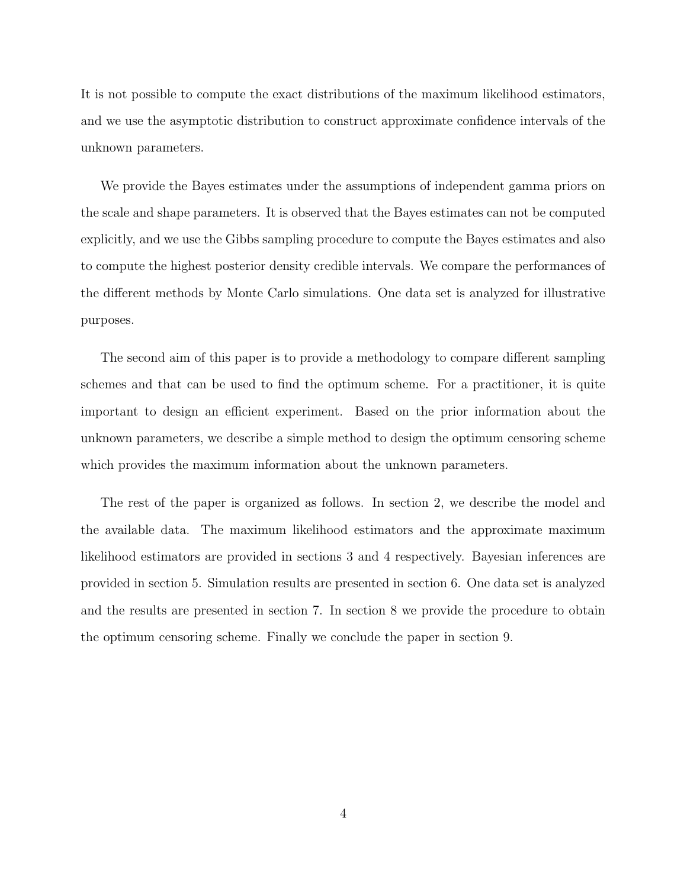It is not possible to compute the exact distributions of the maximum likelihood estimators, and we use the asymptotic distribution to construct approximate confidence intervals of the unknown parameters.

We provide the Bayes estimates under the assumptions of independent gamma priors on the scale and shape parameters. It is observed that the Bayes estimates can not be computed explicitly, and we use the Gibbs sampling procedure to compute the Bayes estimates and also to compute the highest posterior density credible intervals. We compare the performances of the different methods by Monte Carlo simulations. One data set is analyzed for illustrative purposes.

The second aim of this paper is to provide a methodology to compare different sampling schemes and that can be used to find the optimum scheme. For a practitioner, it is quite important to design an efficient experiment. Based on the prior information about the unknown parameters, we describe a simple method to design the optimum censoring scheme which provides the maximum information about the unknown parameters.

The rest of the paper is organized as follows. In section 2, we describe the model and the available data. The maximum likelihood estimators and the approximate maximum likelihood estimators are provided in sections 3 and 4 respectively. Bayesian inferences are provided in section 5. Simulation results are presented in section 6. One data set is analyzed and the results are presented in section 7. In section 8 we provide the procedure to obtain the optimum censoring scheme. Finally we conclude the paper in section 9.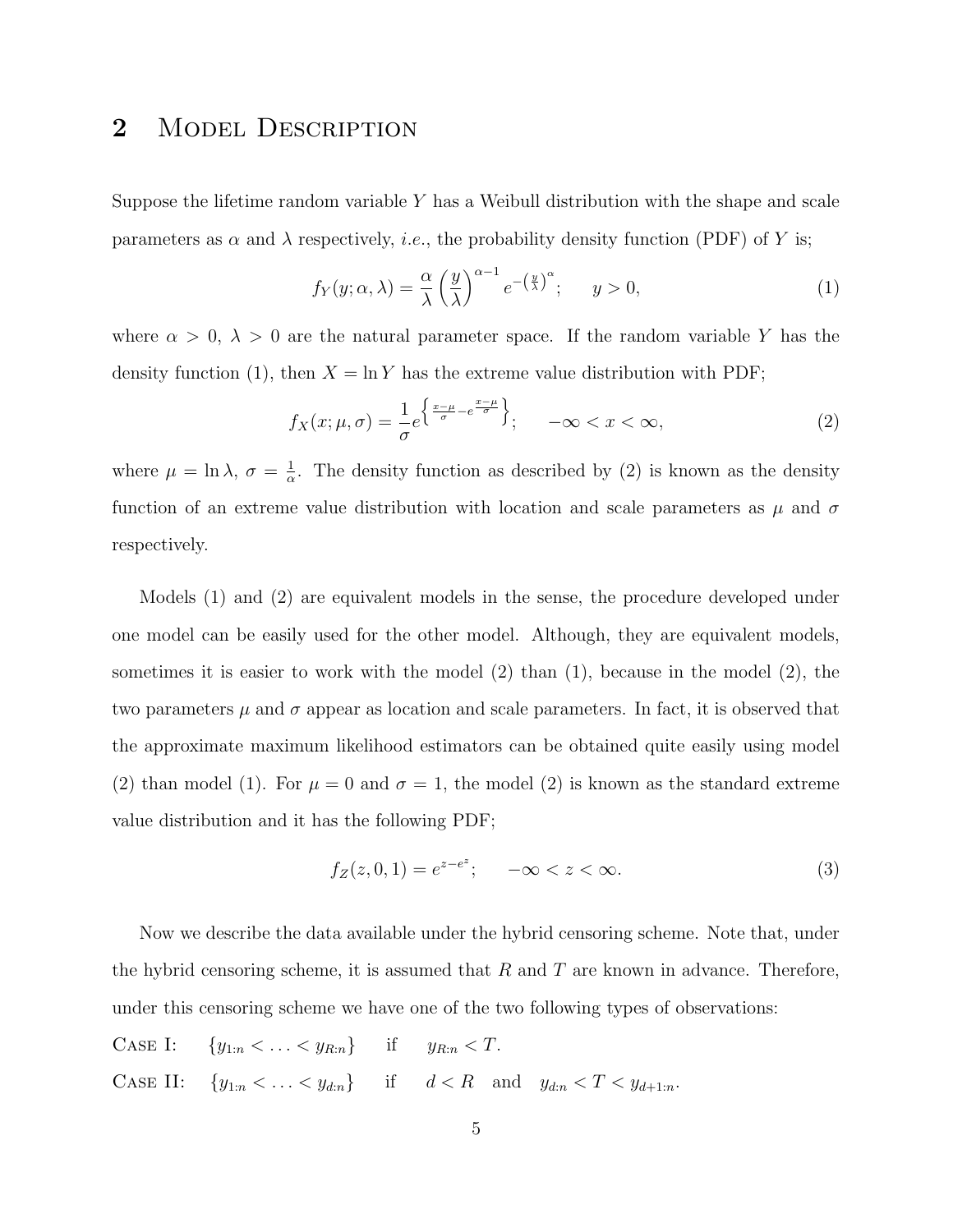## 2 Model Description

Suppose the lifetime random variable $Y$ has a Weibull distribution with the shape and scale parameters as $\alpha$ and $\lambda$ respectively, *i.e.*, the probability density function (PDF) of $Y$ is;

$$f_Y(y;\alpha,\lambda) = \frac{\alpha}{\lambda}\left(\frac{y}{\lambda}\right)^{\alpha-1} e^{-\left(\frac{y}{\lambda}\right)^{\alpha}}; \qquad y > 0, \tag{1}$$

where $\alpha > 0$, $\lambda > 0$ are the natural parameter space. If the random variable $Y$ has the density function (1), then $X = \ln Y$ has the extreme value distribution with PDF;

$$f_X(x;\mu,\sigma) = \frac{1}{\sigma} e^{\left\{\frac{x-\mu}{\sigma} - e^{\frac{x-\mu}{\sigma}}\right\}}; \qquad -\infty < x < \infty, \tag{2}$$

where $\mu = \ln\lambda$, $\sigma = \frac{1}{\alpha}$. The density function as described by (2) is known as the density function of an extreme value distribution with location and scale parameters as $\mu$ and $\sigma$ respectively.

Models (1) and (2) are equivalent models in the sense, the procedure developed under one model can be easily used for the other model. Although, they are equivalent models, sometimes it is easier to work with the model (2) than (1), because in the model (2), the two parameters $\mu$ and $\sigma$ appear as location and scale parameters. In fact, it is observed that the approximate maximum likelihood estimators can be obtained quite easily using model (2) than model (1). For $\mu = 0$ and $\sigma = 1$, the model (2) is known as the standard extreme value distribution and it has the following PDF;

$$f_Z(z,0,1) = e^{z-e^{z}}; \qquad -\infty < z < \infty. \tag{3}$$

Now we describe the data available under the hybrid censoring scheme. Note that, under the hybrid censoring scheme, it is assumed that $R$ and $T$ are known in advance. Therefore, under this censoring scheme we have one of the two following types of observations:

Case I: $\{y_{1:n} < \ldots < y_{R:n}\}$ if $y_{R:n} < T$.

Case II: $\{y_{1:n} < \ldots < y_{d:n}\}$ if $d < R$ and $y_{d:n} < T < y_{d+1:n}$.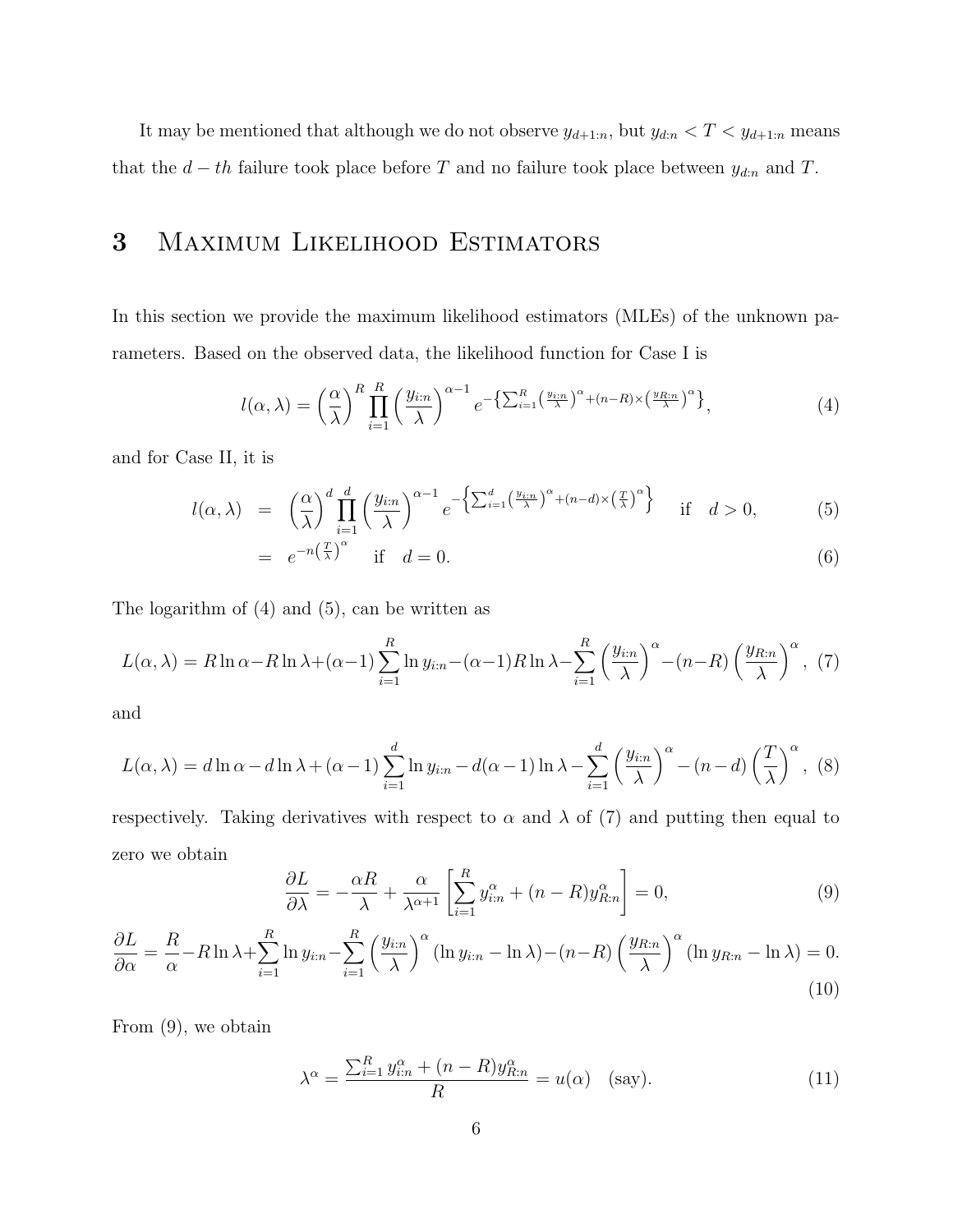It may be mentioned that although we do not observe $y_{d+1:n}$, but $y_{d:n} < T < y_{d+1:n}$ means that the $d-th$ failure took place before $T$ and no failure took place between $y_{d:n}$ and $T$.

# 3 Maximum Likelihood Estimators

In this section we provide the maximum likelihood estimators (MLEs) of the unknown parameters. Based on the observed data, the likelihood function for Case I is

$$l(\alpha, \lambda) = \left(\frac{\alpha}{\lambda}\right)^R \prod_{i=1}^{R} \left(\frac{y_{i:n}}{\lambda}\right)^{\alpha-1} e^{-\left\{\sum_{i=1}^{R}\left(\frac{y_{i:n}}{\lambda}\right)^{\alpha} + (n-R)\times\left(\frac{y_{R:n}}{\lambda}\right)^{\alpha}\right\}}, \tag{4}$$

and for Case II, it is

$$\begin{aligned} l(\alpha, \lambda) &= \left(\frac{\alpha}{\lambda}\right)^d \prod_{i=1}^{d} \left(\frac{y_{i:n}}{\lambda}\right)^{\alpha-1} e^{-\left\{\sum_{i=1}^{d}\left(\frac{y_{i:n}}{\lambda}\right)^{\alpha} + (n-d)\times\left(\frac{T}{\lambda}\right)^{\alpha}\right\}} \quad \text{if} \quad d > 0, & (5) \\ &= e^{-n\left(\frac{T}{\lambda}\right)^{\alpha}} \quad \text{if} \quad d = 0. & (6) \end{aligned}$$

The logarithm of (4) and (5), can be written as

$$L(\alpha, \lambda) = R\ln\alpha - R\ln\lambda + (\alpha-1)\sum_{i=1}^{R}\ln y_{i:n} - (\alpha-1)R\ln\lambda - \sum_{i=1}^{R}\left(\frac{y_{i:n}}{\lambda}\right)^{\alpha} - (n-R)\left(\frac{y_{R:n}}{\lambda}\right)^{\alpha}, \tag{7}$$

and

$$L(\alpha, \lambda) = d\ln\alpha - d\ln\lambda + (\alpha-1)\sum_{i=1}^{d}\ln y_{i:n} - d(\alpha-1)\ln\lambda - \sum_{i=1}^{d}\left(\frac{y_{i:n}}{\lambda}\right)^{\alpha} - (n-d)\left(\frac{T}{\lambda}\right)^{\alpha}, \tag{8}$$

respectively. Taking derivatives with respect to $\alpha$ and $\lambda$ of (7) and putting then equal to zero we obtain

$$\frac{\partial L}{\partial \lambda} = -\frac{\alpha R}{\lambda} + \frac{\alpha}{\lambda^{\alpha+1}}\left[\sum_{i=1}^{R} y_{i:n}^{\alpha} + (n-R)y_{R:n}^{\alpha}\right] = 0, \tag{9}$$

$$\frac{\partial L}{\partial \alpha} = \frac{R}{\alpha} - R\ln\lambda + \sum_{i=1}^{R}\ln y_{i:n} - \sum_{i=1}^{R}\left(\frac{y_{i:n}}{\lambda}\right)^{\alpha}(\ln y_{i:n} - \ln\lambda) - (n-R)\left(\frac{y_{R:n}}{\lambda}\right)^{\alpha}(\ln y_{R:n} - \ln\lambda) = 0. \tag{10}$$

From (9), we obtain

$$\lambda^{\alpha} = \frac{\sum_{i=1}^{R} y_{i:n}^{\alpha} + (n-R)y_{R:n}^{\alpha}}{R} = u(\alpha) \quad \text{(say)}. \tag{11}$$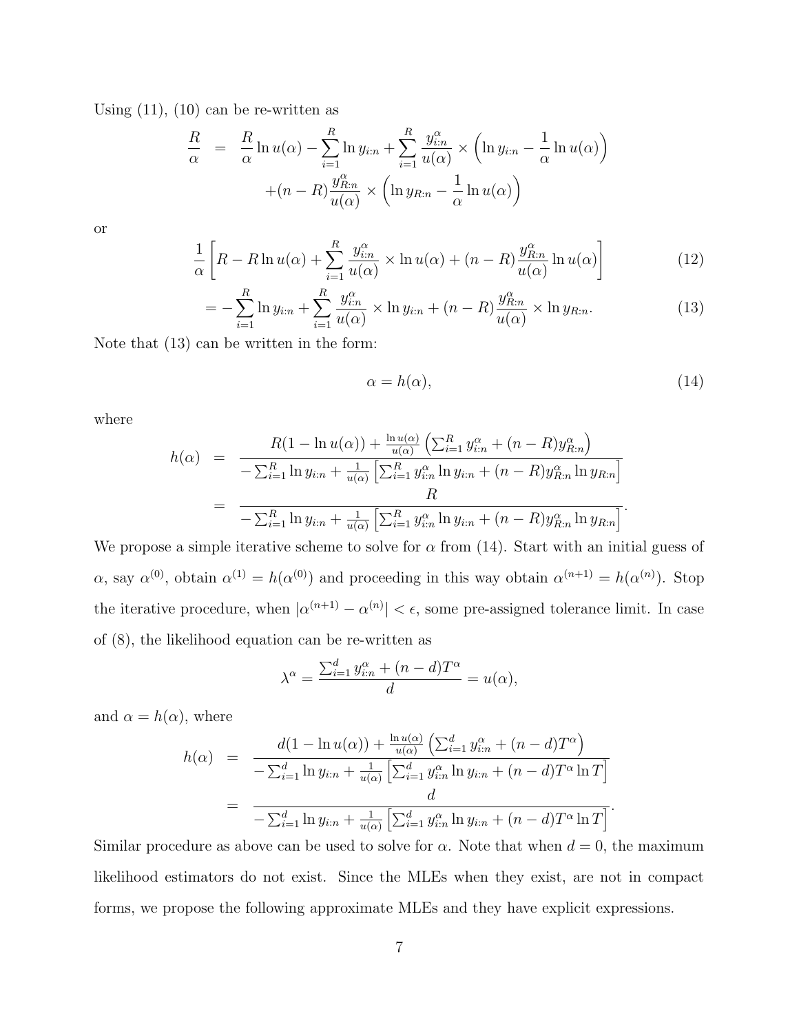Using (11), (10) can be re-written as

$$
\begin{aligned}
\frac{R}{\alpha} &= \frac{R}{\alpha}\ln u(\alpha) - \sum_{i=1}^{R}\ln y_{i:n} + \sum_{i=1}^{R}\frac{y_{i:n}^{\alpha}}{u(\alpha)} \times \left(\ln y_{i:n} - \frac{1}{\alpha}\ln u(\alpha)\right) \\
&\quad + (n-R)\frac{y_{R:n}^{\alpha}}{u(\alpha)} \times \left(\ln y_{R:n} - \frac{1}{\alpha}\ln u(\alpha)\right)
\end{aligned}
$$

or

$$
\frac{1}{\alpha}\left[R - R\ln u(\alpha) + \sum_{i=1}^{R}\frac{y_{i:n}^{\alpha}}{u(\alpha)} \times \ln u(\alpha) + (n-R)\frac{y_{R:n}^{\alpha}}{u(\alpha)}\ln u(\alpha)\right] \tag{12}
$$

$$
= -\sum_{i=1}^{R}\ln y_{i:n} + \sum_{i=1}^{R}\frac{y_{i:n}^{\alpha}}{u(\alpha)} \times \ln y_{i:n} + (n-R)\frac{y_{R:n}^{\alpha}}{u(\alpha)} \times \ln y_{R:n}. \tag{13}
$$

Note that (13) can be written in the form:

$$
\alpha = h(\alpha), \tag{14}
$$

where

$$
\begin{aligned}
h(\alpha) &= \frac{R(1-\ln u(\alpha)) + \frac{\ln u(\alpha)}{u(\alpha)}\left(\sum_{i=1}^{R} y_{i:n}^{\alpha} + (n-R)y_{R:n}^{\alpha}\right)}{-\sum_{i=1}^{R}\ln y_{i:n} + \frac{1}{u(\alpha)}\left[\sum_{i=1}^{R} y_{i:n}^{\alpha}\ln y_{i:n} + (n-R)y_{R:n}^{\alpha}\ln y_{R:n}\right]} \\
&= \frac{R}{-\sum_{i=1}^{R}\ln y_{i:n} + \frac{1}{u(\alpha)}\left[\sum_{i=1}^{R} y_{i:n}^{\alpha}\ln y_{i:n} + (n-R)y_{R:n}^{\alpha}\ln y_{R:n}\right]}.
\end{aligned}
$$

We propose a simple iterative scheme to solve for $\alpha$ from (14). Start with an initial guess of $\alpha$, say $\alpha^{(0)}$, obtain $\alpha^{(1)} = h(\alpha^{(0)})$ and proceeding in this way obtain $\alpha^{(n+1)} = h(\alpha^{(n)})$. Stop the iterative procedure, when $|\alpha^{(n+1)} - \alpha^{(n)}| < \epsilon$, some pre-assigned tolerance limit. In case of (8), the likelihood equation can be re-written as

$$
\lambda^{\alpha} = \frac{\sum_{i=1}^{d} y_{i:n}^{\alpha} + (n-d)T^{\alpha}}{d} = u(\alpha),
$$

and $\alpha = h(\alpha)$, where

$$
\begin{aligned}
h(\alpha) &= \frac{d(1-\ln u(\alpha)) + \frac{\ln u(\alpha)}{u(\alpha)}\left(\sum_{i=1}^{d} y_{i:n}^{\alpha} + (n-d)T^{\alpha}\right)}{-\sum_{i=1}^{d}\ln y_{i:n} + \frac{1}{u(\alpha)}\left[\sum_{i=1}^{d} y_{i:n}^{\alpha}\ln y_{i:n} + (n-d)T^{\alpha}\ln T\right]} \\
&= \frac{d}{-\sum_{i=1}^{d}\ln y_{i:n} + \frac{1}{u(\alpha)}\left[\sum_{i=1}^{d} y_{i:n}^{\alpha}\ln y_{i:n} + (n-d)T^{\alpha}\ln T\right]}.
\end{aligned}
$$

Similar procedure as above can be used to solve for $\alpha$. Note that when $d = 0$, the maximum likelihood estimators do not exist. Since the MLEs when they exist, are not in compact forms, we propose the following approximate MLEs and they have explicit expressions.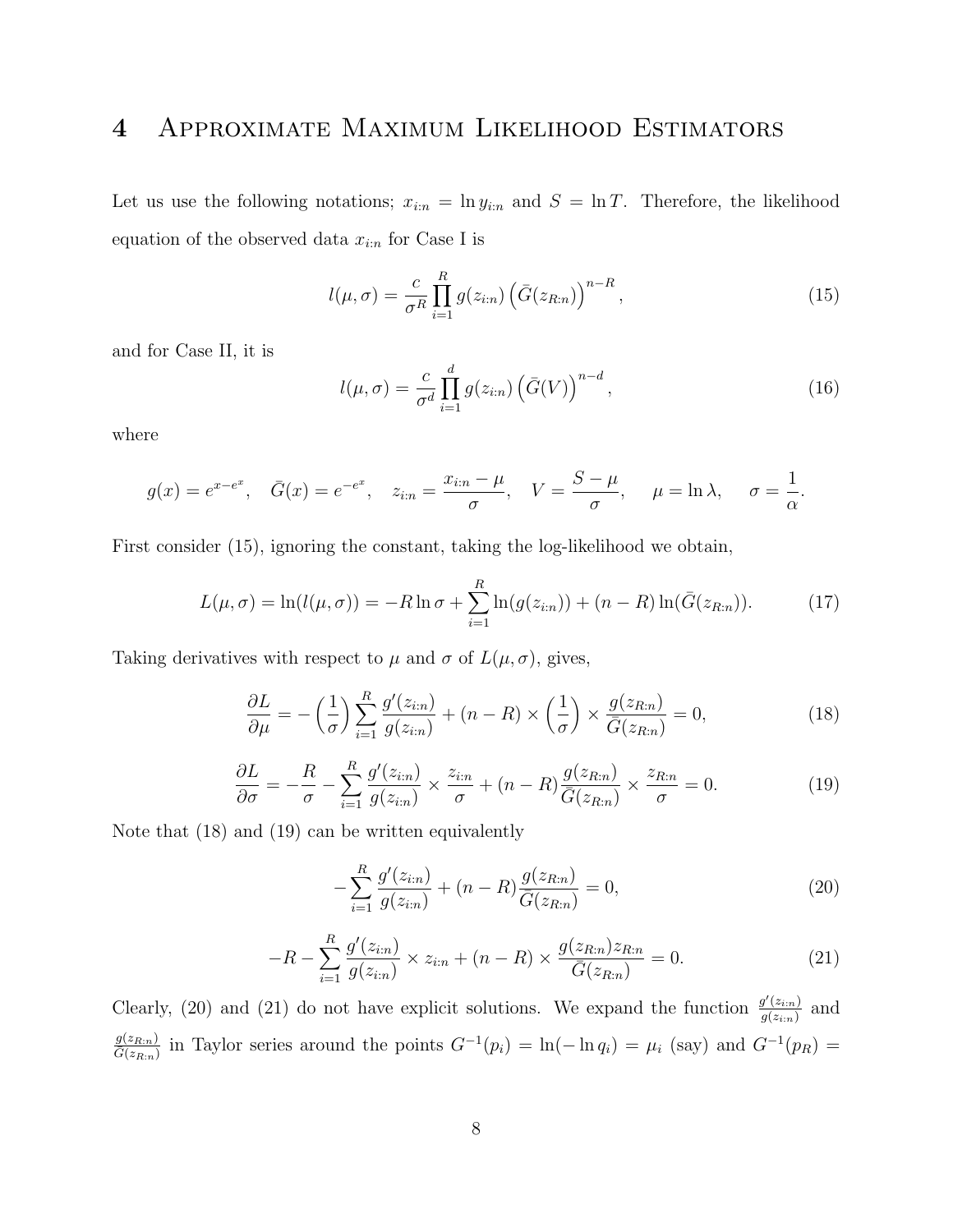# 4 Approximate Maximum Likelihood Estimators

Let us use the following notations; $x_{i:n} = \ln y_{i:n}$ and $S = \ln T$. Therefore, the likelihood equation of the observed data $x_{i:n}$ for Case I is

$$l(\mu, \sigma) = \frac{c}{\sigma^R} \prod_{i=1}^{R} g(z_{i:n}) \left( \bar{G}(z_{R:n}) \right)^{n-R}, \tag{15}$$

and for Case II, it is

$$l(\mu, \sigma) = \frac{c}{\sigma^d} \prod_{i=1}^{d} g(z_{i:n}) \left( \bar{G}(V) \right)^{n-d}, \tag{16}$$

where

$$g(x) = e^{x - e^x}, \quad \bar{G}(x) = e^{-e^x}, \quad z_{i:n} = \frac{x_{i:n} - \mu}{\sigma}, \quad V = \frac{S - \mu}{\sigma}, \quad \mu = \ln \lambda, \quad \sigma = \frac{1}{\alpha}.$$

First consider (15), ignoring the constant, taking the log-likelihood we obtain,

$$L(\mu, \sigma) = \ln(l(\mu, \sigma)) = -R \ln \sigma + \sum_{i=1}^{R} \ln(g(z_{i:n})) + (n - R) \ln(\bar{G}(z_{R:n})). \tag{17}$$

Taking derivatives with respect to $\mu$ and $\sigma$ of $L(\mu, \sigma)$, gives,

$$\frac{\partial L}{\partial \mu} = -\left( \frac{1}{\sigma} \right) \sum_{i=1}^{R} \frac{g'(z_{i:n})}{g(z_{i:n})} + (n - R) \times \left( \frac{1}{\sigma} \right) \times \frac{g(z_{R:n})}{\bar{G}(z_{R:n})} = 0, \tag{18}$$

$$\frac{\partial L}{\partial \sigma} = -\frac{R}{\sigma} - \sum_{i=1}^{R} \frac{g'(z_{i:n})}{g(z_{i:n})} \times \frac{z_{i:n}}{\sigma} + (n - R) \frac{g(z_{R:n})}{\bar{G}(z_{R:n})} \times \frac{z_{R:n}}{\sigma} = 0. \tag{19}$$

Note that (18) and (19) can be written equivalently

$$-\sum_{i=1}^{R} \frac{g'(z_{i:n})}{g(z_{i:n})} + (n - R) \frac{g(z_{R:n})}{\bar{G}(z_{R:n})} = 0, \tag{20}$$

$$-R - \sum_{i=1}^{R} \frac{g'(z_{i:n})}{g(z_{i:n})} \times z_{i:n} + (n - R) \times \frac{g(z_{R:n}) z_{R:n}}{\bar{G}(z_{R:n})} = 0. \tag{21}$$

Clearly, (20) and (21) do not have explicit solutions. We expand the function $\frac{g'(z_{i:n})}{g(z_{i:n})}$ and $\frac{g(z_{R:n})}{\bar{G}(z_{R:n})}$ in Taylor series around the points $G^{-1}(p_i) = \ln(-\ln q_i) = \mu_i$ (say) and $G^{-1}(p_R) =$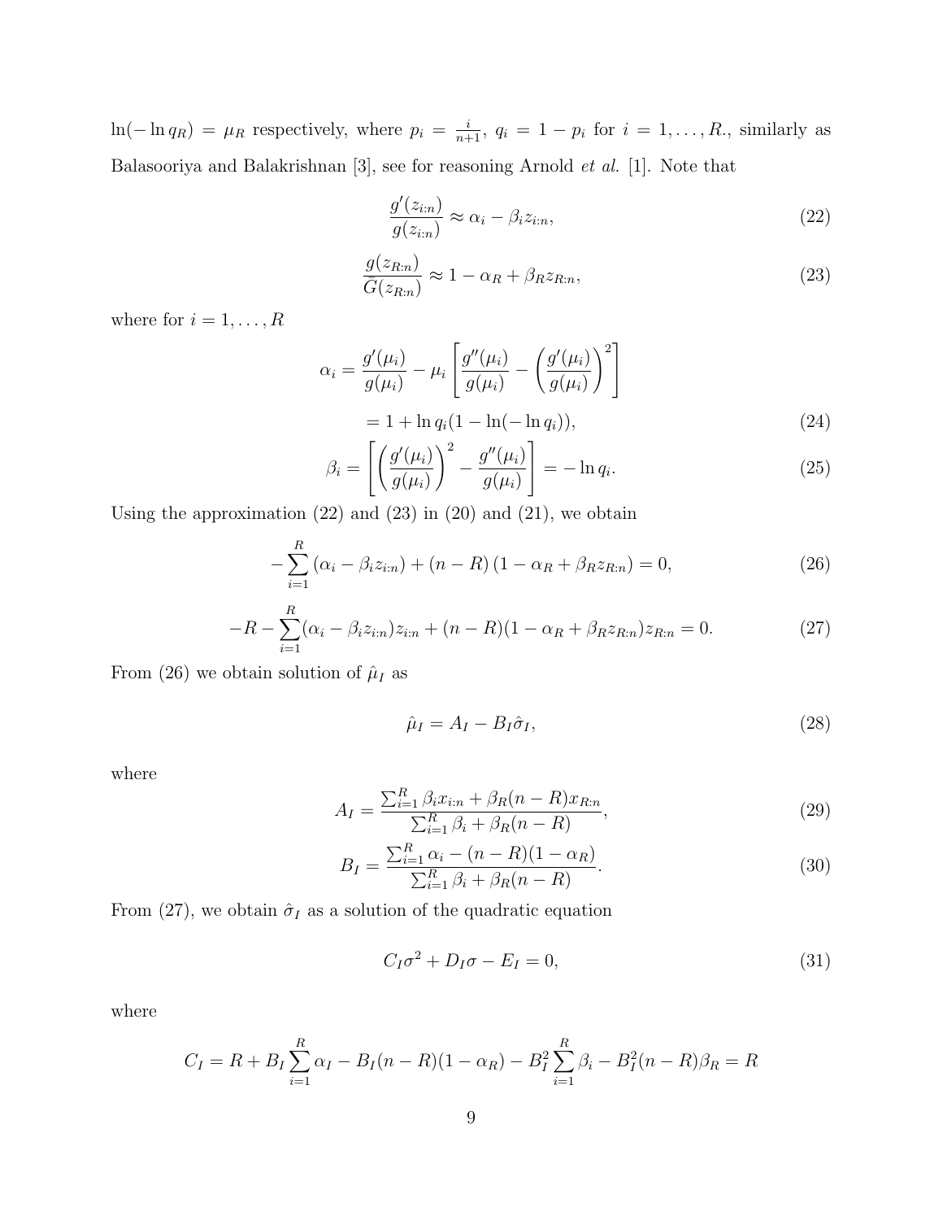$\ln(-\ln q_R) = \mu_R$ respectively, where $p_i = \frac{i}{n+1}$, $q_i = 1 - p_i$ for $i = 1, \ldots, R.$, similarly as Balasooriya and Balakrishnan [3], see for reasoning Arnold *et al.* [1]. Note that

$$\frac{g'(z_{i:n})}{g(z_{i:n})} \approx \alpha_i - \beta_i z_{i:n}, \tag{22}$$

$$\frac{g(z_{R:n})}{\bar{G}(z_{R:n})} \approx 1 - \alpha_R + \beta_R z_{R:n}, \tag{23}$$

where for $i = 1, \ldots, R$

$$\begin{aligned}\alpha_i &= \frac{g'(\mu_i)}{g(\mu_i)} - \mu_i \left[ \frac{g''(\mu_i)}{g(\mu_i)} - \left( \frac{g'(\mu_i)}{g(\mu_i)} \right)^2 \right] \\ &= 1 + \ln q_i (1 - \ln(-\ln q_i)),\end{aligned} \tag{24}$$

$$\beta_i = \left[ \left( \frac{g'(\mu_i)}{g(\mu_i)} \right)^2 - \frac{g''(\mu_i)}{g(\mu_i)} \right] = -\ln q_i. \tag{25}$$

Using the approximation (22) and (23) in (20) and (21), we obtain

$$-\sum_{i=1}^{R} (\alpha_i - \beta_i z_{i:n}) + (n - R)(1 - \alpha_R + \beta_R z_{R:n}) = 0, \tag{26}$$

$$-R - \sum_{i=1}^{R} (\alpha_i - \beta_i z_{i:n}) z_{i:n} + (n - R)(1 - \alpha_R + \beta_R z_{R:n}) z_{R:n} = 0. \tag{27}$$

From (26) we obtain solution of $\hat{\mu}_I$ as

$$\hat{\mu}_I = A_I - B_I \hat{\sigma}_I, \tag{28}$$

where

$$A_I = \frac{\sum_{i=1}^{R} \beta_i x_{i:n} + \beta_R (n - R) x_{R:n}}{\sum_{i=1}^{R} \beta_i + \beta_R (n - R)}, \tag{29}$$

$$B_I = \frac{\sum_{i=1}^{R} \alpha_i - (n - R)(1 - \alpha_R)}{\sum_{i=1}^{R} \beta_i + \beta_R (n - R)}. \tag{30}$$

From (27), we obtain $\hat{\sigma}_I$ as a solution of the quadratic equation

$$C_I \sigma^2 + D_I \sigma - E_I = 0, \tag{31}$$

where

$$C_I = R + B_I \sum_{i=1}^{R} \alpha_I - B_I (n - R)(1 - \alpha_R) - B_I^2 \sum_{i=1}^{R} \beta_i - B_I^2 (n - R) \beta_R = R$$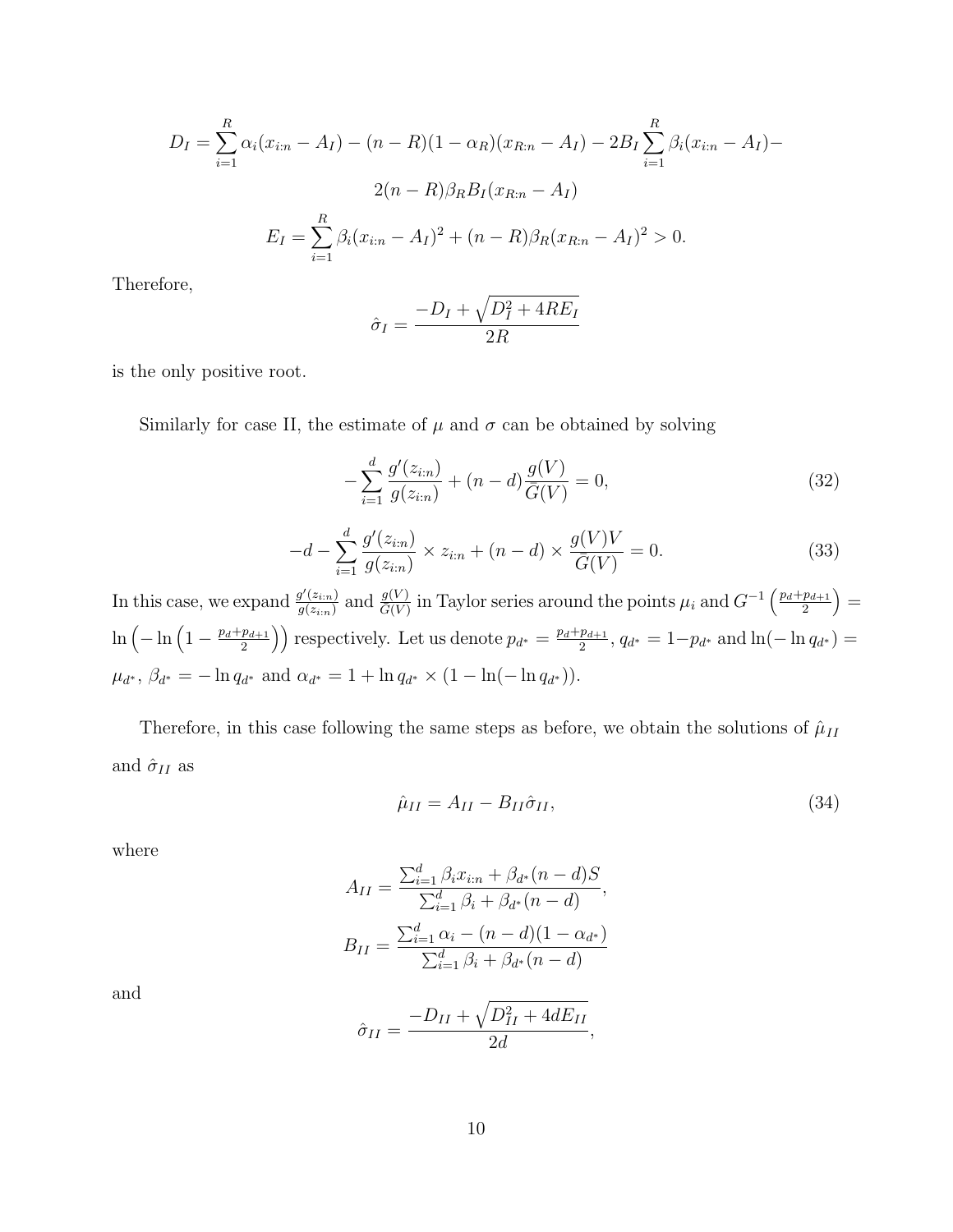$$D_I = \sum_{i=1}^{R} \alpha_i (x_{i:n} - A_I) - (n-R)(1-\alpha_R)(x_{R:n} - A_I) - 2B_I \sum_{i=1}^{R} \beta_i (x_{i:n} - A_I) -$$

$$2(n-R)\beta_R B_I (x_{R:n} - A_I)$$

$$E_I = \sum_{i=1}^{R} \beta_i (x_{i:n} - A_I)^2 + (n-R)\beta_R (x_{R:n} - A_I)^2 > 0.$$

Therefore,

$$\hat{\sigma}_I = \frac{-D_I + \sqrt{D_I^2 + 4RE_I}}{2R}$$

is the only positive root.

Similarly for case II, the estimate of $\mu$ and $\sigma$ can be obtained by solving

$$-\sum_{i=1}^{d} \frac{g'(z_{i:n})}{g(z_{i:n})} + (n-d)\frac{g(V)}{\bar{G}(V)} = 0, \tag{32}$$

$$-d - \sum_{i=1}^{d} \frac{g'(z_{i:n})}{g(z_{i:n})} \times z_{i:n} + (n-d) \times \frac{g(V)V}{\bar{G}(V)} = 0. \tag{33}$$

In this case, we expand $\frac{g'(z_{i:n})}{g(z_{i:n})}$ and $\frac{g(V)}{\bar{G}(V)}$ in Taylor series around the points $\mu_i$ and $G^{-1}\left(\frac{p_d + p_{d+1}}{2}\right) = \ln\left(-\ln\left(1 - \frac{p_d + p_{d+1}}{2}\right)\right)$ respectively. Let us denote $p_{d^*} = \frac{p_d + p_{d+1}}{2}$, $q_{d^*} = 1 - p_{d^*}$ and $\ln(-\ln q_{d^*}) = \mu_{d^*}$, $\beta_{d^*} = -\ln q_{d^*}$ and $\alpha_{d^*} = 1 + \ln q_{d^*} \times (1 - \ln(-\ln q_{d^*}))$.

Therefore, in this case following the same steps as before, we obtain the solutions of $\hat{\mu}_{II}$ and $\hat{\sigma}_{II}$ as

$$\hat{\mu}_{II} = A_{II} - B_{II}\hat{\sigma}_{II}, \tag{34}$$

where

$$A_{II} = \frac{\sum_{i=1}^{d} \beta_i x_{i:n} + \beta_{d^*}(n-d)S}{\sum_{i=1}^{d} \beta_i + \beta_{d^*}(n-d)},$$

$$B_{II} = \frac{\sum_{i=1}^{d} \alpha_i - (n-d)(1-\alpha_{d^*})}{\sum_{i=1}^{d} \beta_i + \beta_{d^*}(n-d)}$$

and

$$\hat{\sigma}_{II} = \frac{-D_{II} + \sqrt{D_{II}^2 + 4dE_{II}}}{2d},$$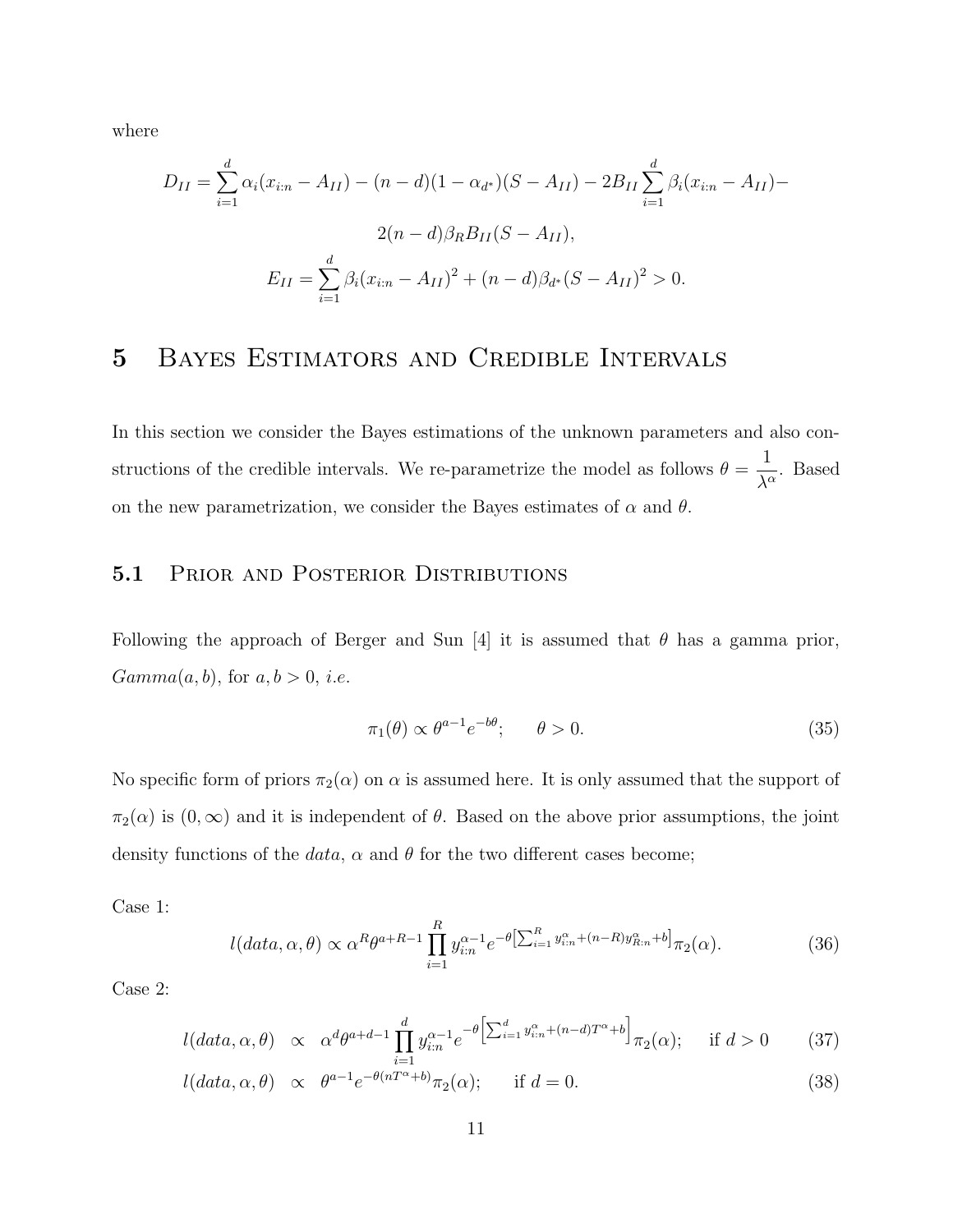where

$$D_{II} = \sum_{i=1}^{d} \alpha_i (x_{i:n} - A_{II}) - (n-d)(1-\alpha_{d^*})(S - A_{II}) - 2B_{II} \sum_{i=1}^{d} \beta_i (x_{i:n} - A_{II}) -$$

$$2(n-d)\beta_R B_{II}(S - A_{II}),$$

$$E_{II} = \sum_{i=1}^{d} \beta_i (x_{i:n} - A_{II})^2 + (n-d)\beta_{d^*}(S - A_{II})^2 > 0.$$

# 5 Bayes Estimators and Credible Intervals

In this section we consider the Bayes estimations of the unknown parameters and also constructions of the credible intervals. We re-parametrize the model as follows $\theta = \frac{1}{\lambda^{\alpha}}$. Based on the new parametrization, we consider the Bayes estimates of $\alpha$ and $\theta$.

## 5.1 Prior and Posterior Distributions

Following the approach of Berger and Sun [4] it is assumed that $\theta$ has a gamma prior, $Gamma(a, b)$, for $a, b > 0$, *i.e.*

$$\pi_1(\theta) \propto \theta^{a-1} e^{-b\theta}; \qquad \theta > 0. \tag{35}$$

No specific form of priors $\pi_2(\alpha)$ on $\alpha$ is assumed here. It is only assumed that the support of $\pi_2(\alpha)$ is $(0, \infty)$ and it is independent of $\theta$. Based on the above prior assumptions, the joint density functions of the *data*, $\alpha$ and $\theta$ for the two different cases become;

Case 1:

$$l(data, \alpha, \theta) \propto \alpha^R \theta^{a+R-1} \prod_{i=1}^{R} y_{i:n}^{\alpha-1} e^{-\theta\left[\sum_{i=1}^{R} y_{i:n}^{\alpha} + (n-R) y_{R:n}^{\alpha} + b\right]} \pi_2(\alpha). \tag{36}$$

Case 2:

$$l(data, \alpha, \theta) \propto \alpha^d \theta^{a+d-1} \prod_{i=1}^{d} y_{i:n}^{\alpha-1} e^{-\theta\left[\sum_{i=1}^{d} y_{i:n}^{\alpha} + (n-d)T^{\alpha} + b\right]} \pi_2(\alpha); \quad \text{if } d > 0 \tag{37}$$

$$l(data, \alpha, \theta) \propto \theta^{a-1} e^{-\theta(nT^{\alpha} + b)} \pi_2(\alpha); \qquad \text{if } d = 0. \tag{38}$$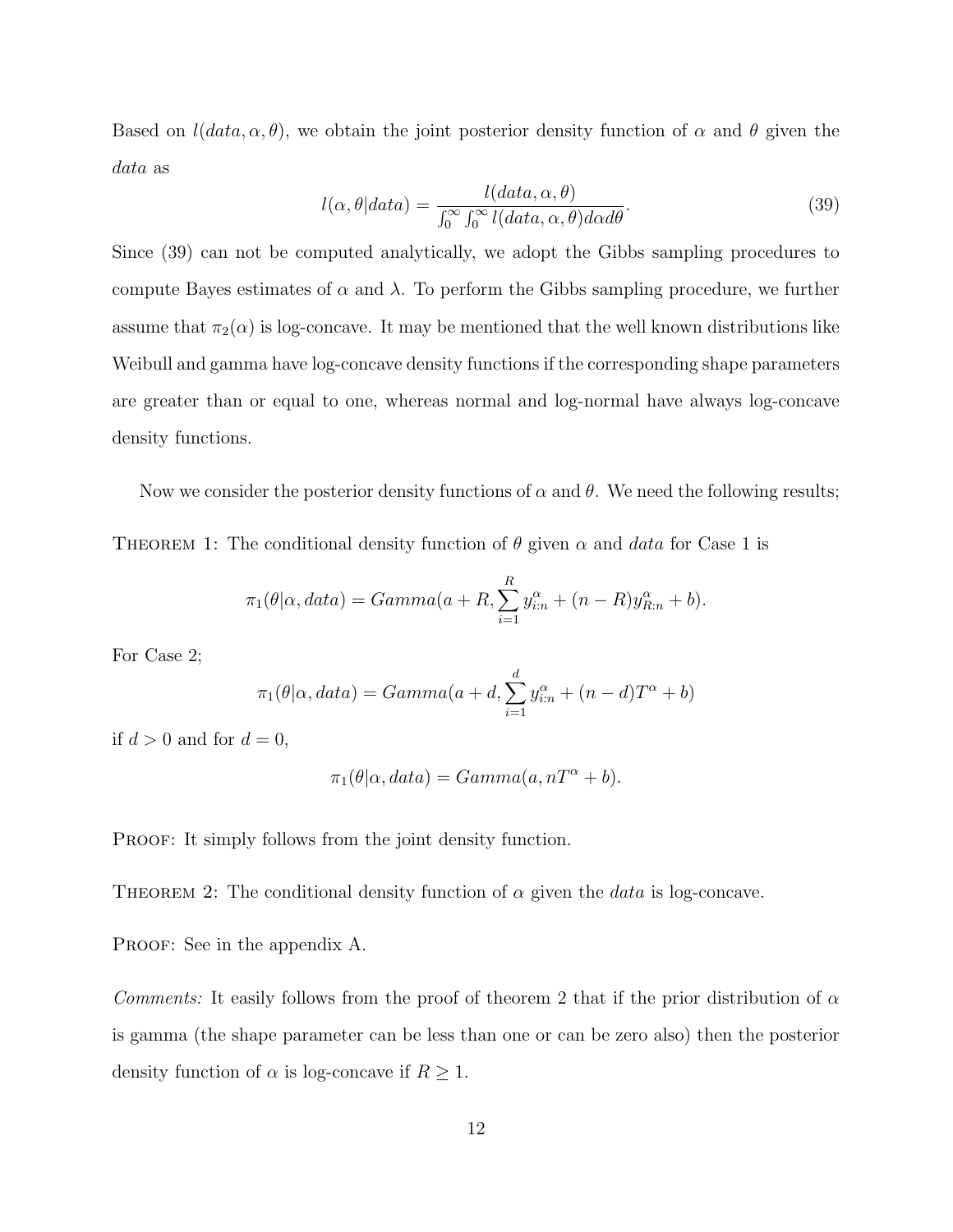Based on $l(data, \alpha, \theta)$, we obtain the joint posterior density function of $\alpha$ and $\theta$ given the *data* as

$$l(\alpha, \theta | data) = \frac{l(data, \alpha, \theta)}{\int_0^\infty \int_0^\infty l(data, \alpha, \theta) d\alpha d\theta}. \tag{39}$$

Since (39) can not be computed analytically, we adopt the Gibbs sampling procedures to compute Bayes estimates of $\alpha$ and $\lambda$. To perform the Gibbs sampling procedure, we further assume that $\pi_2(\alpha)$ is log-concave. It may be mentioned that the well known distributions like Weibull and gamma have log-concave density functions if the corresponding shape parameters are greater than or equal to one, whereas normal and log-normal have always log-concave density functions.

Now we consider the posterior density functions of $\alpha$ and $\theta$. We need the following results;

THEOREM 1: The conditional density function of $\theta$ given $\alpha$ and *data* for Case 1 is

$$\pi_1(\theta | \alpha, data) = Gamma(a + R, \sum_{i=1}^{R} y_{i:n}^{\alpha} + (n - R) y_{R:n}^{\alpha} + b).$$

For Case 2;

$$\pi_1(\theta | \alpha, data) = Gamma(a + d, \sum_{i=1}^{d} y_{i:n}^{\alpha} + (n - d) T^{\alpha} + b)$$

if $d > 0$ and for $d = 0$,

$$\pi_1(\theta | \alpha, data) = Gamma(a, nT^{\alpha} + b).$$

PROOF: It simply follows from the joint density function.

THEOREM 2: The conditional density function of $\alpha$ given the *data* is log-concave.

PROOF: See in the appendix A.

*Comments:* It easily follows from the proof of theorem 2 that if the prior distribution of $\alpha$ is gamma (the shape parameter can be less than one or can be zero also) then the posterior density function of $\alpha$ is log-concave if $R \geq 1$.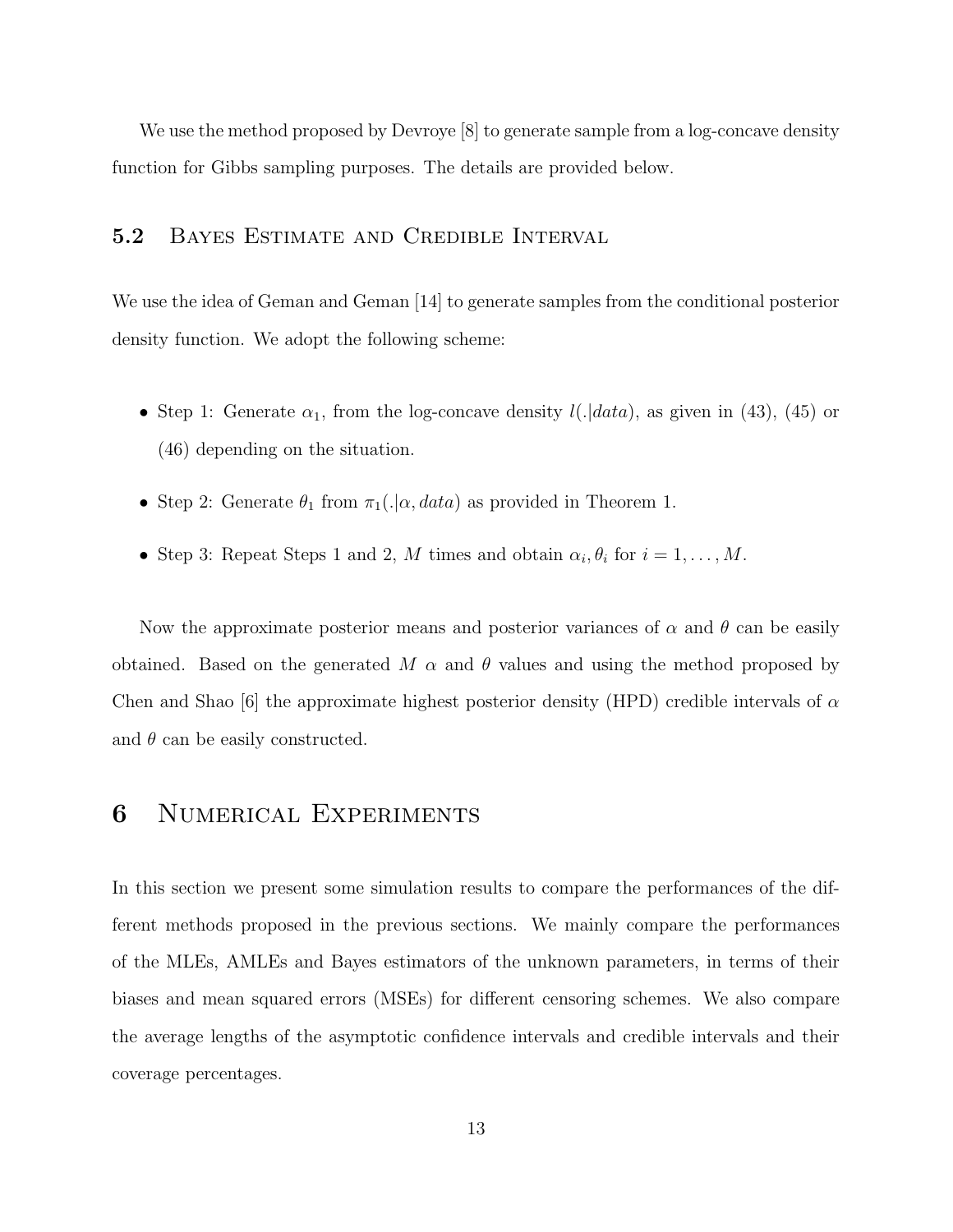We use the method proposed by Devroye [8] to generate sample from a log-concave density function for Gibbs sampling purposes. The details are provided below.

### 5.2 Bayes Estimate and Credible Interval

We use the idea of Geman and Geman [14] to generate samples from the conditional posterior density function. We adopt the following scheme:

- Step 1: Generate $\alpha_1$, from the log-concave density $l(.|data)$, as given in (43), (45) or (46) depending on the situation.
- Step 2: Generate $\theta_1$ from $\pi_1(.|\alpha, data)$ as provided in Theorem 1.
- Step 3: Repeat Steps 1 and 2, $M$ times and obtain $\alpha_i, \theta_i$ for $i = 1, \ldots, M$.

Now the approximate posterior means and posterior variances of $\alpha$ and $\theta$ can be easily obtained. Based on the generated $M$ $\alpha$ and $\theta$ values and using the method proposed by Chen and Shao [6] the approximate highest posterior density (HPD) credible intervals of $\alpha$ and $\theta$ can be easily constructed.

## 6 Numerical Experiments

In this section we present some simulation results to compare the performances of the different methods proposed in the previous sections. We mainly compare the performances of the MLEs, AMLEs and Bayes estimators of the unknown parameters, in terms of their biases and mean squared errors (MSEs) for different censoring schemes. We also compare the average lengths of the asymptotic confidence intervals and credible intervals and their coverage percentages.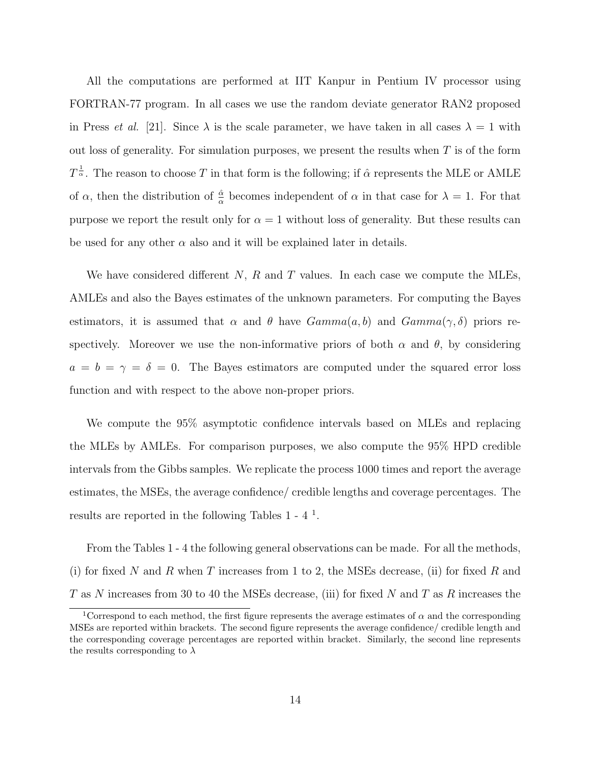All the computations are performed at IIT Kanpur in Pentium IV processor using FORTRAN-77 program. In all cases we use the random deviate generator RAN2 proposed in Press *et al.* [21]. Since $\lambda$ is the scale parameter, we have taken in all cases $\lambda = 1$ with out loss of generality. For simulation purposes, we present the results when $T$ is of the form $T^{\frac{1}{\alpha}}$. The reason to choose $T$ in that form is the following; if $\hat{\alpha}$ represents the MLE or AMLE of $\alpha$, then the distribution of $\frac{\hat{\alpha}}{\alpha}$ becomes independent of $\alpha$ in that case for $\lambda = 1$. For that purpose we report the result only for $\alpha = 1$ without loss of generality. But these results can be used for any other $\alpha$ also and it will be explained later in details.

We have considered different $N$, $R$ and $T$ values. In each case we compute the MLEs, AMLEs and also the Bayes estimates of the unknown parameters. For computing the Bayes estimators, it is assumed that $\alpha$ and $\theta$ have $Gamma(a, b)$ and $Gamma(\gamma, \delta)$ priors respectively. Moreover we use the non-informative priors of both $\alpha$ and $\theta$, by considering $a = b = \gamma = \delta = 0$. The Bayes estimators are computed under the squared error loss function and with respect to the above non-proper priors.

We compute the 95% asymptotic confidence intervals based on MLEs and replacing the MLEs by AMLEs. For comparison purposes, we also compute the 95% HPD credible intervals from the Gibbs samples. We replicate the process 1000 times and report the average estimates, the MSEs, the average confidence/ credible lengths and coverage percentages. The results are reported in the following Tables 1 - 4 [1].

From the Tables 1 - 4 the following general observations can be made. For all the methods, (i) for fixed $N$ and $R$ when $T$ increases from 1 to 2, the MSEs decrease, (ii) for fixed $R$ and $T$ as $N$ increases from 30 to 40 the MSEs decrease, (iii) for fixed $N$ and $T$ as $R$ increases the

[1] Correspond to each method, the first figure represents the average estimates of $\alpha$ and the corresponding MSEs are reported within brackets. The second figure represents the average confidence/ credible length and the corresponding coverage percentages are reported within bracket. Similarly, the second line represents the results corresponding to $\lambda$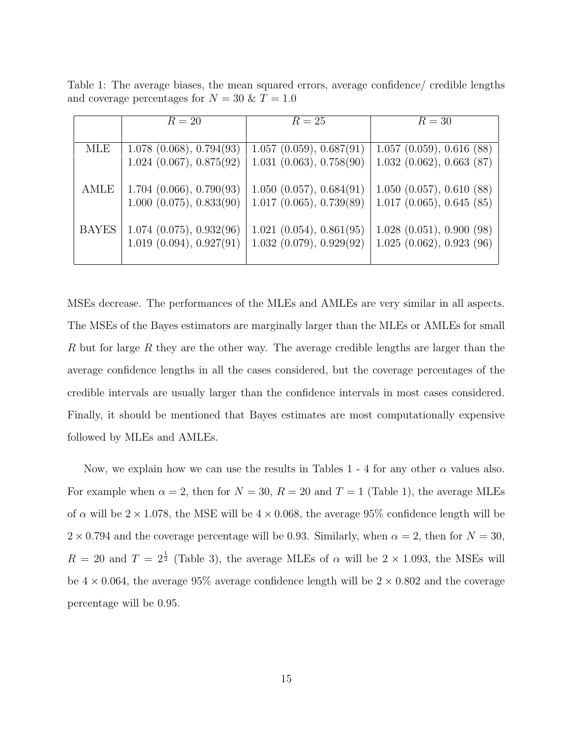Table 1: The average biases, the mean squared errors, average confidence/ credible lengths and coverage percentages for $N = 30$ & $T = 1.0$

| | $R = 20$ | $R = 25$ | $R = 30$ |
|---|---|---|---|
| MLE | 1.078 (0.068), 0.794(93) | 1.057 (0.059), 0.687(91) | 1.057 (0.059), 0.616 (88) |
| | 1.024 (0.067), 0.875(92) | 1.031 (0.063), 0.758(90) | 1.032 (0.062), 0.663 (87) |
| AMLE | 1.704 (0.066), 0.790(93) | 1.050 (0.057), 0.684(91) | 1.050 (0.057), 0.610 (88) |
| | 1.000 (0.075), 0.833(90) | 1.017 (0.065), 0.739(89) | 1.017 (0.065), 0.645 (85) |
| BAYES | 1.074 (0.075), 0.932(96) | 1.021 (0.054), 0.861(95) | 1.028 (0.051), 0.900 (98) |
| | 1.019 (0.094), 0.927(91) | 1.032 (0.079), 0.929(92) | 1.025 (0.062), 0.923 (96) |

MSEs decrease. The performances of the MLEs and AMLEs are very similar in all aspects. The MSEs of the Bayes estimators are marginally larger than the MLEs or AMLEs for small $R$ but for large $R$ they are the other way. The average credible lengths are larger than the average confidence lengths in all the cases considered, but the coverage percentages of the credible intervals are usually larger than the confidence intervals in most cases considered. Finally, it should be mentioned that Bayes estimates are most computationally expensive followed by MLEs and AMLEs.

Now, we explain how we can use the results in Tables 1 - 4 for any other $\alpha$ values also. For example when $\alpha = 2$, then for $N = 30$, $R = 20$ and $T = 1$ (Table 1), the average MLEs of $\alpha$ will be $2 \times 1.078$, the MSE will be $4 \times 0.068$, the average 95% confidence length will be $2 \times 0.794$ and the coverage percentage will be 0.93. Similarly, when $\alpha = 2$, then for $N = 30$, $R = 20$ and $T = 2^{\frac{1}{2}}$ (Table 3), the average MLEs of $\alpha$ will be $2 \times 1.093$, the MSEs will be $4 \times 0.064$, the average 95% average confidence length will be $2 \times 0.802$ and the coverage percentage will be 0.95.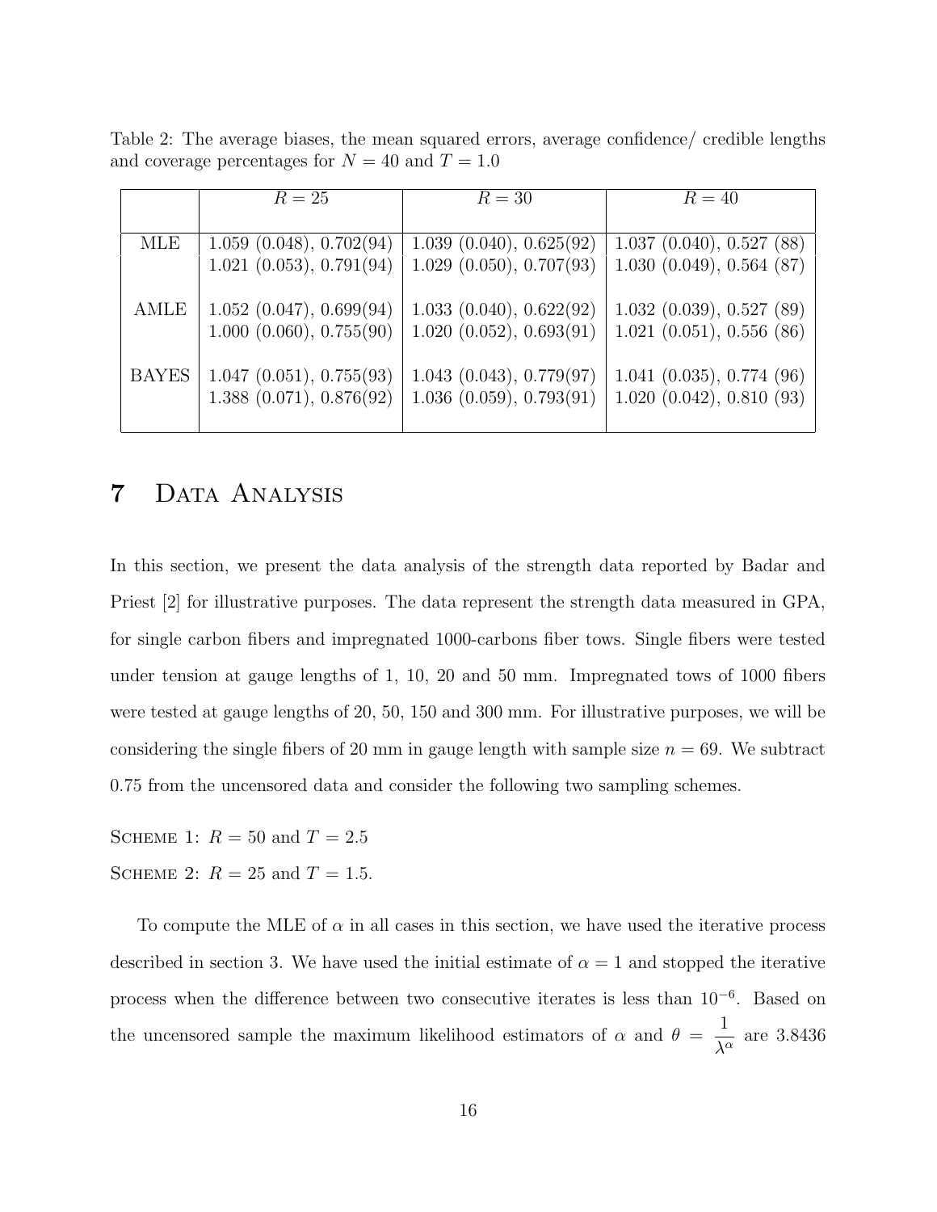Table 2: The average biases, the mean squared errors, average confidence/ credible lengths and coverage percentages for $N = 40$ and $T = 1.0$

| | $R = 25$ | $R = 30$ | $R = 40$ |
|---|---|---|---|
| MLE | 1.059 (0.048), 0.702(94) | 1.039 (0.040), 0.625(92) | 1.037 (0.040), 0.527 (88) |
| | 1.021 (0.053), 0.791(94) | 1.029 (0.050), 0.707(93) | 1.030 (0.049), 0.564 (87) |
| AMLE | 1.052 (0.047), 0.699(94) | 1.033 (0.040), 0.622(92) | 1.032 (0.039), 0.527 (89) |
| | 1.000 (0.060), 0.755(90) | 1.020 (0.052), 0.693(91) | 1.021 (0.051), 0.556 (86) |
| BAYES | 1.047 (0.051), 0.755(93) | 1.043 (0.043), 0.779(97) | 1.041 (0.035), 0.774 (96) |
| | 1.388 (0.071), 0.876(92) | 1.036 (0.059), 0.793(91) | 1.020 (0.042), 0.810 (93) |

# 7 Data Analysis

In this section, we present the data analysis of the strength data reported by Badar and Priest [2] for illustrative purposes. The data represent the strength data measured in GPA, for single carbon fibers and impregnated 1000-carbons fiber tows. Single fibers were tested under tension at gauge lengths of 1, 10, 20 and 50 mm. Impregnated tows of 1000 fibers were tested at gauge lengths of 20, 50, 150 and 300 mm. For illustrative purposes, we will be considering the single fibers of 20 mm in gauge length with sample size $n = 69$. We subtract 0.75 from the uncensored data and consider the following two sampling schemes.

Scheme 1: $R = 50$ and $T = 2.5$

Scheme 2: $R = 25$ and $T = 1.5$.

To compute the MLE of $\alpha$ in all cases in this section, we have used the iterative process described in section 3. We have used the initial estimate of $\alpha = 1$ and stopped the iterative process when the difference between two consecutive iterates is less than $10^{-6}$. Based on the uncensored sample the maximum likelihood estimators of $\alpha$ and $\theta = \dfrac{1}{\lambda^{\alpha}}$ are 3.8436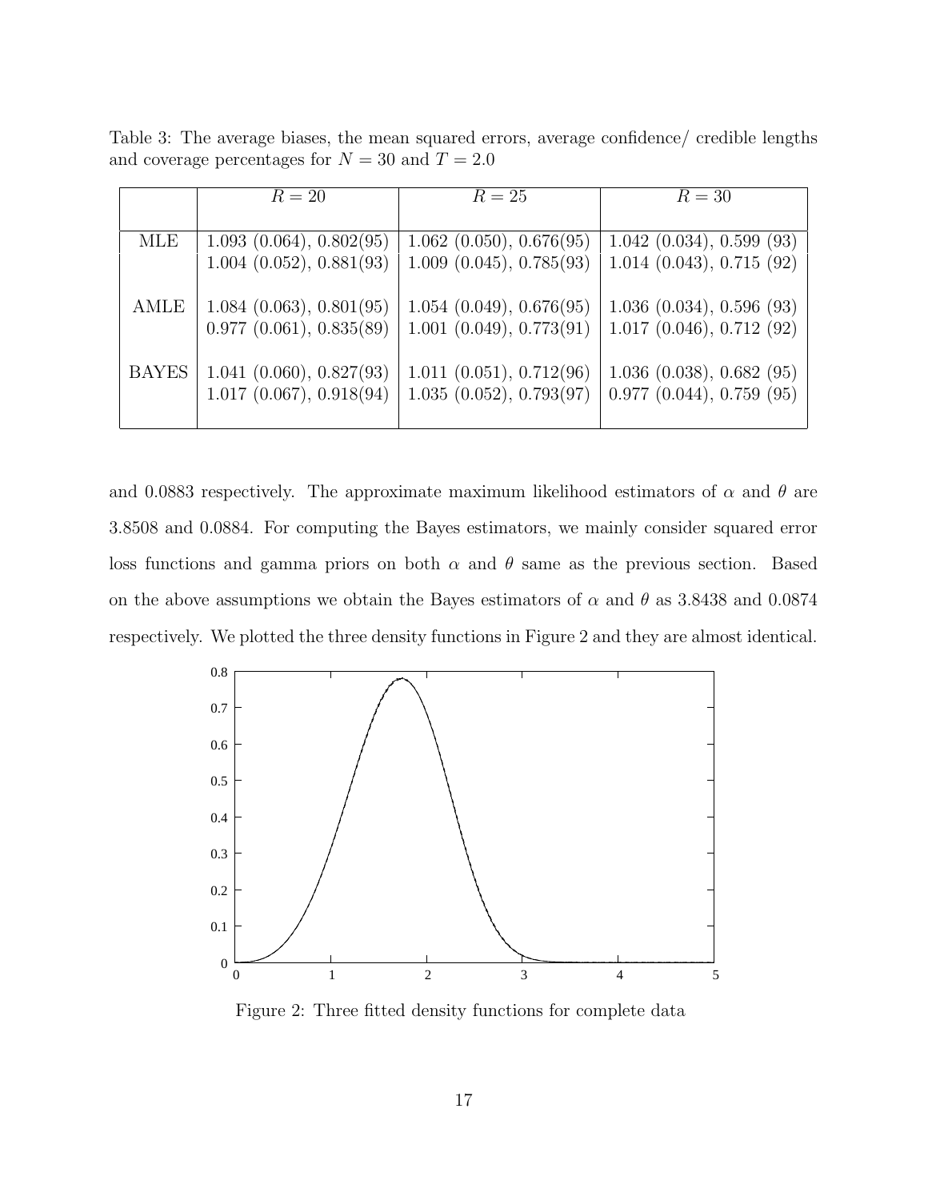Table 3: The average biases, the mean squared errors, average confidence/ credible lengths and coverage percentages for $N = 30$ and $T = 2.0$

| | $R = 20$ | $R = 25$ | $R = 30$ |
|---|---|---|---|
| MLE | 1.093 (0.064), 0.802(95) | 1.062 (0.050), 0.676(95) | 1.042 (0.034), 0.599 (93) |
| | 1.004 (0.052), 0.881(93) | 1.009 (0.045), 0.785(93) | 1.014 (0.043), 0.715 (92) |
| AMLE | 1.084 (0.063), 0.801(95) | 1.054 (0.049), 0.676(95) | 1.036 (0.034), 0.596 (93) |
| | 0.977 (0.061), 0.835(89) | 1.001 (0.049), 0.773(91) | 1.017 (0.046), 0.712 (92) |
| BAYES | 1.041 (0.060), 0.827(93) | 1.011 (0.051), 0.712(96) | 1.036 (0.038), 0.682 (95) |
| | 1.017 (0.067), 0.918(94) | 1.035 (0.052), 0.793(97) | 0.977 (0.044), 0.759 (95) |

and 0.0883 respectively. The approximate maximum likelihood estimators of $\alpha$ and $\theta$ are 3.8508 and 0.0884. For computing the Bayes estimators, we mainly consider squared error loss functions and gamma priors on both $\alpha$ and $\theta$ same as the previous section. Based on the above assumptions we obtain the Bayes estimators of $\alpha$ and $\theta$ as 3.8438 and 0.0874 respectively. We plotted the three density functions in Figure 2 and they are almost identical.

Figure 2: Three fitted density functions for complete data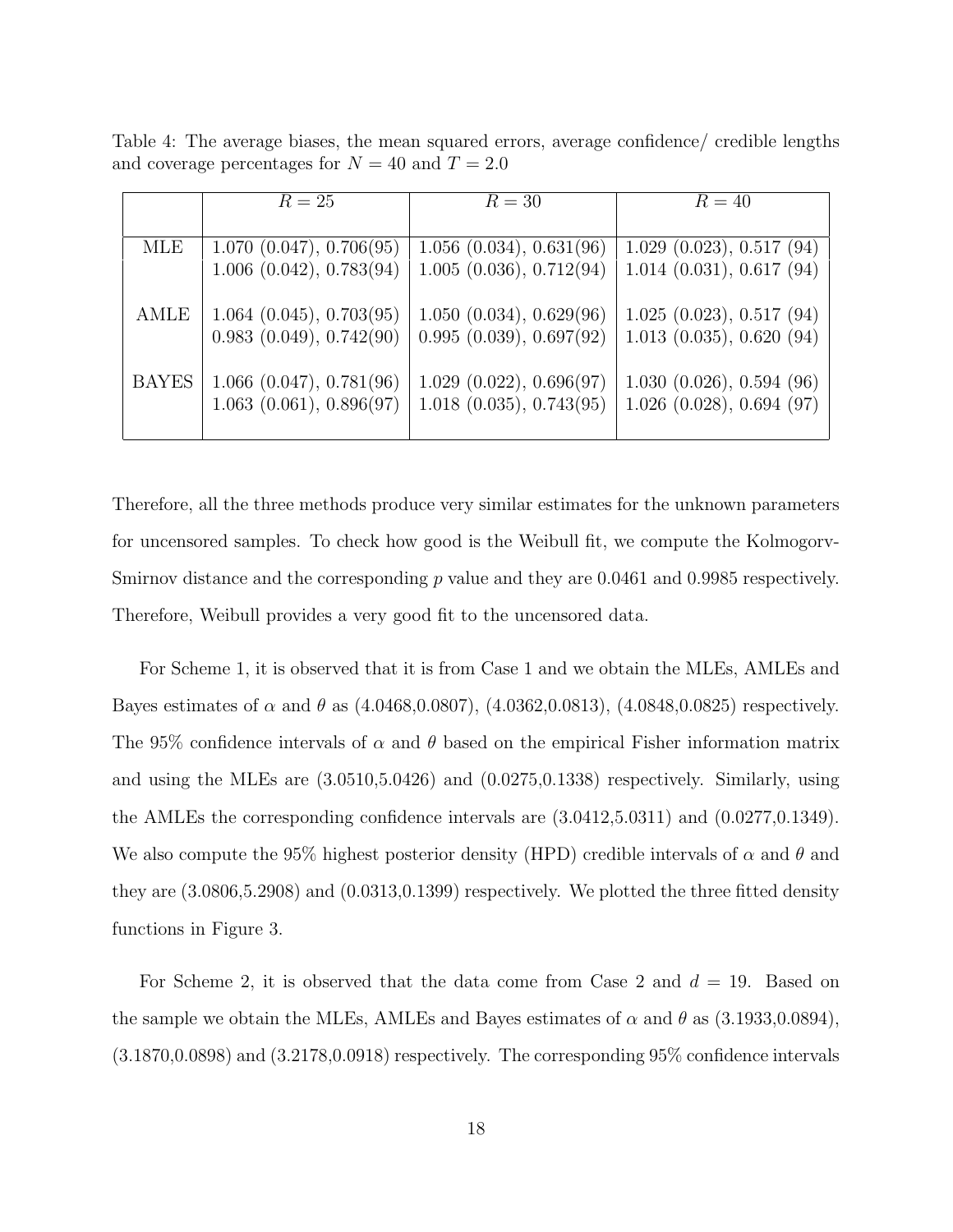Table 4: The average biases, the mean squared errors, average confidence/ credible lengths and coverage percentages for $N = 40$ and $T = 2.0$

| | $R = 25$ | $R = 30$ | $R = 40$ |
|---|---|---|---|
| MLE | 1.070 (0.047), 0.706(95) | 1.056 (0.034), 0.631(96) | 1.029 (0.023), 0.517 (94) |
| | 1.006 (0.042), 0.783(94) | 1.005 (0.036), 0.712(94) | 1.014 (0.031), 0.617 (94) |
| AMLE | 1.064 (0.045), 0.703(95) | 1.050 (0.034), 0.629(96) | 1.025 (0.023), 0.517 (94) |
| | 0.983 (0.049), 0.742(90) | 0.995 (0.039), 0.697(92) | 1.013 (0.035), 0.620 (94) |
| BAYES | 1.066 (0.047), 0.781(96) | 1.029 (0.022), 0.696(97) | 1.030 (0.026), 0.594 (96) |
| | 1.063 (0.061), 0.896(97) | 1.018 (0.035), 0.743(95) | 1.026 (0.028), 0.694 (97) |

Therefore, all the three methods produce very similar estimates for the unknown parameters for uncensored samples. To check how good is the Weibull fit, we compute the Kolmogorv-Smirnov distance and the corresponding $p$ value and they are 0.0461 and 0.9985 respectively. Therefore, Weibull provides a very good fit to the uncensored data.

For Scheme 1, it is observed that it is from Case 1 and we obtain the MLEs, AMLEs and Bayes estimates of $\alpha$ and $\theta$ as (4.0468,0.0807), (4.0362,0.0813), (4.0848,0.0825) respectively. The 95% confidence intervals of $\alpha$ and $\theta$ based on the empirical Fisher information matrix and using the MLEs are (3.0510,5.0426) and (0.0275,0.1338) respectively. Similarly, using the AMLEs the corresponding confidence intervals are (3.0412,5.0311) and (0.0277,0.1349). We also compute the 95% highest posterior density (HPD) credible intervals of $\alpha$ and $\theta$ and they are (3.0806,5.2908) and (0.0313,0.1399) respectively. We plotted the three fitted density functions in Figure 3.

For Scheme 2, it is observed that the data come from Case 2 and $d = 19$. Based on the sample we obtain the MLEs, AMLEs and Bayes estimates of $\alpha$ and $\theta$ as (3.1933,0.0894), (3.1870,0.0898) and (3.2178,0.0918) respectively. The corresponding 95% confidence intervals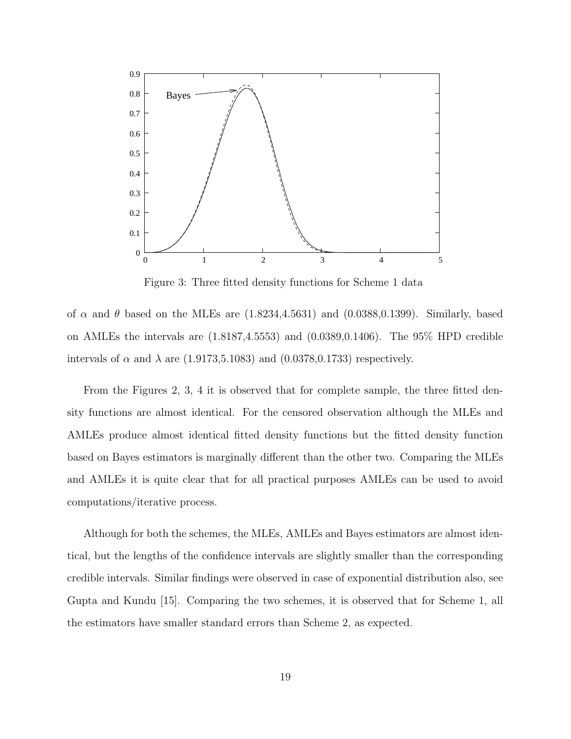Figure 3: Three fitted density functions for Scheme 1 data

of $\alpha$ and $\theta$ based on the MLEs are (1.8234,4.5631) and (0.0388,0.1399). Similarly, based on AMLEs the intervals are (1.8187,4.5553) and (0.0389,0.1406). The 95% HPD credible intervals of $\alpha$ and $\lambda$ are (1.9173,5.1083) and (0.0378,0.1733) respectively.

From the Figures 2, 3, 4 it is observed that for complete sample, the three fitted density functions are almost identical. For the censored observation although the MLEs and AMLEs produce almost identical fitted density functions but the fitted density function based on Bayes estimators is marginally different than the other two. Comparing the MLEs and AMLEs it is quite clear that for all practical purposes AMLEs can be used to avoid computations/iterative process.

Although for both the schemes, the MLEs, AMLEs and Bayes estimators are almost identical, but the lengths of the confidence intervals are slightly smaller than the corresponding credible intervals. Similar findings were observed in case of exponential distribution also, see Gupta and Kundu [15]. Comparing the two schemes, it is observed that for Scheme 1, all the estimators have smaller standard errors than Scheme 2, as expected.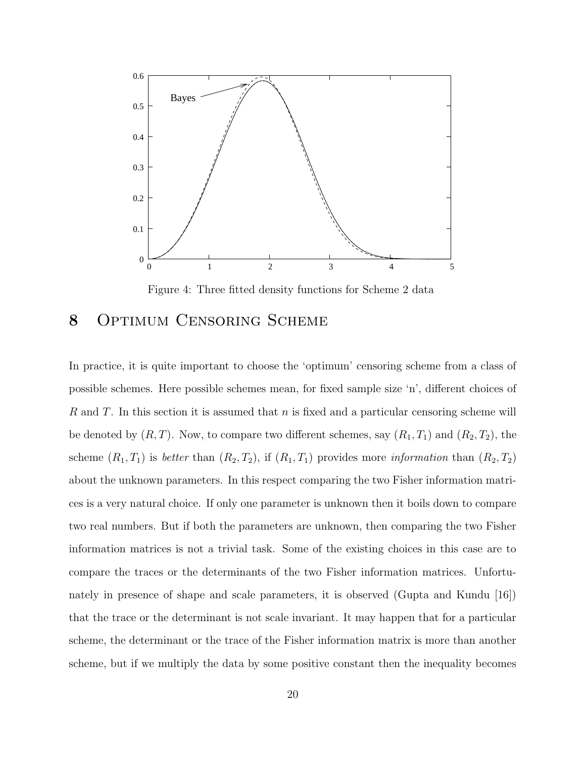Figure 4: Three fitted density functions for Scheme 2 data

# 8 Optimum Censoring Scheme

In practice, it is quite important to choose the 'optimum' censoring scheme from a class of possible schemes. Here possible schemes mean, for fixed sample size 'n', different choices of $R$ and $T$. In this section it is assumed that $n$ is fixed and a particular censoring scheme will be denoted by $(R, T)$. Now, to compare two different schemes, say $(R_1, T_1)$ and $(R_2, T_2)$, the scheme $(R_1, T_1)$ is *better* than $(R_2, T_2)$, if $(R_1, T_1)$ provides more *information* than $(R_2, T_2)$ about the unknown parameters. In this respect comparing the two Fisher information matrices is a very natural choice. If only one parameter is unknown then it boils down to compare two real numbers. But if both the parameters are unknown, then comparing the two Fisher information matrices is not a trivial task. Some of the existing choices in this case are to compare the traces or the determinants of the two Fisher information matrices. Unfortunately in presence of shape and scale parameters, it is observed (Gupta and Kundu [16]) that the trace or the determinant is not scale invariant. It may happen that for a particular scheme, the determinant or the trace of the Fisher information matrix is more than another scheme, but if we multiply the data by some positive constant then the inequality becomes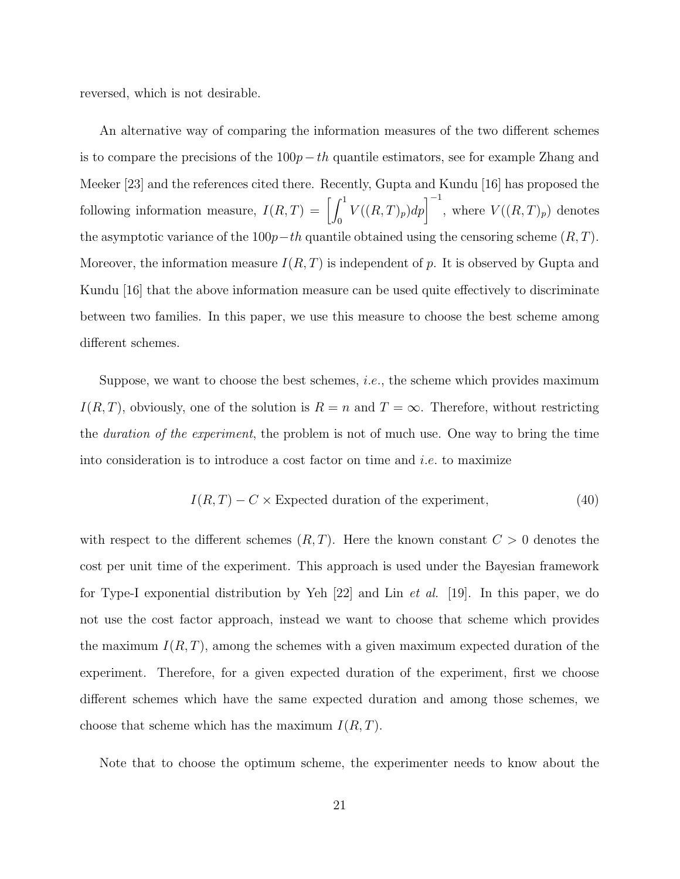reversed, which is not desirable.

An alternative way of comparing the information measures of the two different schemes is to compare the precisions of the $100p-th$ quantile estimators, see for example Zhang and Meeker [23] and the references cited there. Recently, Gupta and Kundu [16] has proposed the following information measure, $I(R,T) = \left[\int_0^1 V((R,T)_p)dp\right]^{-1}$, where $V((R,T)_p)$ denotes the asymptotic variance of the $100p-th$ quantile obtained using the censoring scheme $(R,T)$. Moreover, the information measure $I(R,T)$ is independent of $p$. It is observed by Gupta and Kundu [16] that the above information measure can be used quite effectively to discriminate between two families. In this paper, we use this measure to choose the best scheme among different schemes.

Suppose, we want to choose the best schemes, *i.e.*, the scheme which provides maximum $I(R,T)$, obviously, one of the solution is $R = n$ and $T = \infty$. Therefore, without restricting the *duration of the experiment*, the problem is not of much use. One way to bring the time into consideration is to introduce a cost factor on time and *i.e.* to maximize

$$I(R,T) - C \times \text{Expected duration of the experiment}, \tag{40}$$

with respect to the different schemes $(R,T)$. Here the known constant $C > 0$ denotes the cost per unit time of the experiment. This approach is used under the Bayesian framework for Type-I exponential distribution by Yeh [22] and Lin *et al.* [19]. In this paper, we do not use the cost factor approach, instead we want to choose that scheme which provides the maximum $I(R,T)$, among the schemes with a given maximum expected duration of the experiment. Therefore, for a given expected duration of the experiment, first we choose different schemes which have the same expected duration and among those schemes, we choose that scheme which has the maximum $I(R,T)$.

Note that to choose the optimum scheme, the experimenter needs to know about the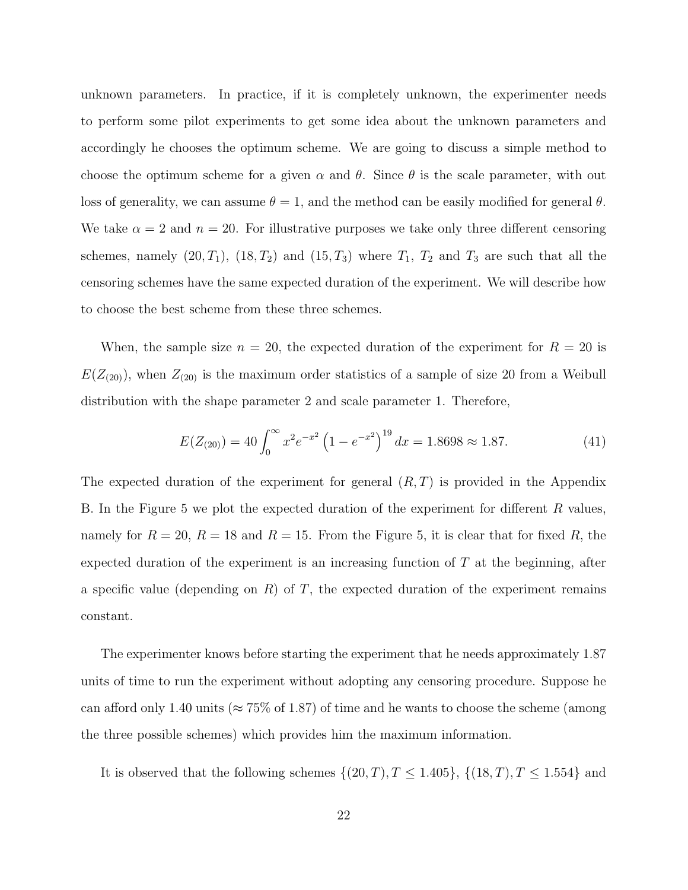unknown parameters. In practice, if it is completely unknown, the experimenter needs to perform some pilot experiments to get some idea about the unknown parameters and accordingly he chooses the optimum scheme. We are going to discuss a simple method to choose the optimum scheme for a given $\alpha$ and $\theta$. Since $\theta$ is the scale parameter, with out loss of generality, we can assume $\theta = 1$, and the method can be easily modified for general $\theta$. We take $\alpha = 2$ and $n = 20$. For illustrative purposes we take only three different censoring schemes, namely $(20, T_1)$, $(18, T_2)$ and $(15, T_3)$ where $T_1$, $T_2$ and $T_3$ are such that all the censoring schemes have the same expected duration of the experiment. We will describe how to choose the best scheme from these three schemes.

When, the sample size $n = 20$, the expected duration of the experiment for $R = 20$ is $E(Z_{(20)})$, when $Z_{(20)}$ is the maximum order statistics of a sample of size 20 from a Weibull distribution with the shape parameter 2 and scale parameter 1. Therefore,

$$E(Z_{(20)}) = 40 \int_0^{\infty} x^2 e^{-x^2} \left(1 - e^{-x^2}\right)^{19} dx = 1.8698 \approx 1.87. \tag{41}$$

The expected duration of the experiment for general $(R, T)$ is provided in the Appendix B. In the Figure 5 we plot the expected duration of the experiment for different $R$ values, namely for $R = 20$, $R = 18$ and $R = 15$. From the Figure 5, it is clear that for fixed $R$, the expected duration of the experiment is an increasing function of $T$ at the beginning, after a specific value (depending on $R$) of $T$, the expected duration of the experiment remains constant.

The experimenter knows before starting the experiment that he needs approximately 1.87 units of time to run the experiment without adopting any censoring procedure. Suppose he can afford only 1.40 units ($\approx 75\%$ of 1.87) of time and he wants to choose the scheme (among the three possible schemes) which provides him the maximum information.

It is observed that the following schemes $\{(20, T), T \leq 1.405\}$, $\{(18, T), T \leq 1.554\}$ and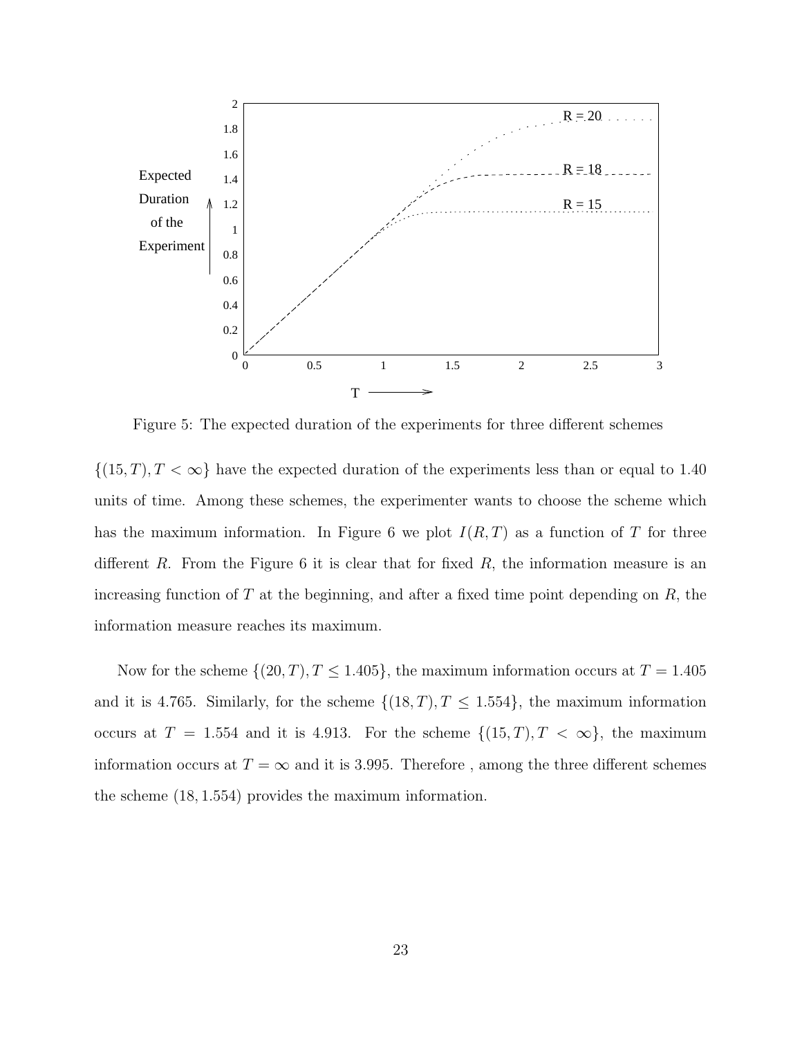Figure 5: The expected duration of the experiments for three different schemes

$\{(15, T), T < \infty\}$ have the expected duration of the experiments less than or equal to 1.40 units of time. Among these schemes, the experimenter wants to choose the scheme which has the maximum information. In Figure 6 we plot $I(R, T)$ as a function of $T$ for three different $R$. From the Figure 6 it is clear that for fixed $R$, the information measure is an increasing function of $T$ at the beginning, and after a fixed time point depending on $R$, the information measure reaches its maximum.

Now for the scheme $\{(20, T), T \leq 1.405\}$, the maximum information occurs at $T = 1.405$ and it is 4.765. Similarly, for the scheme $\{(18, T), T \leq 1.554\}$, the maximum information occurs at $T = 1.554$ and it is 4.913. For the scheme $\{(15, T), T < \infty\}$, the maximum information occurs at $T = \infty$ and it is 3.995. Therefore , among the three different schemes the scheme $(18, 1.554)$ provides the maximum information.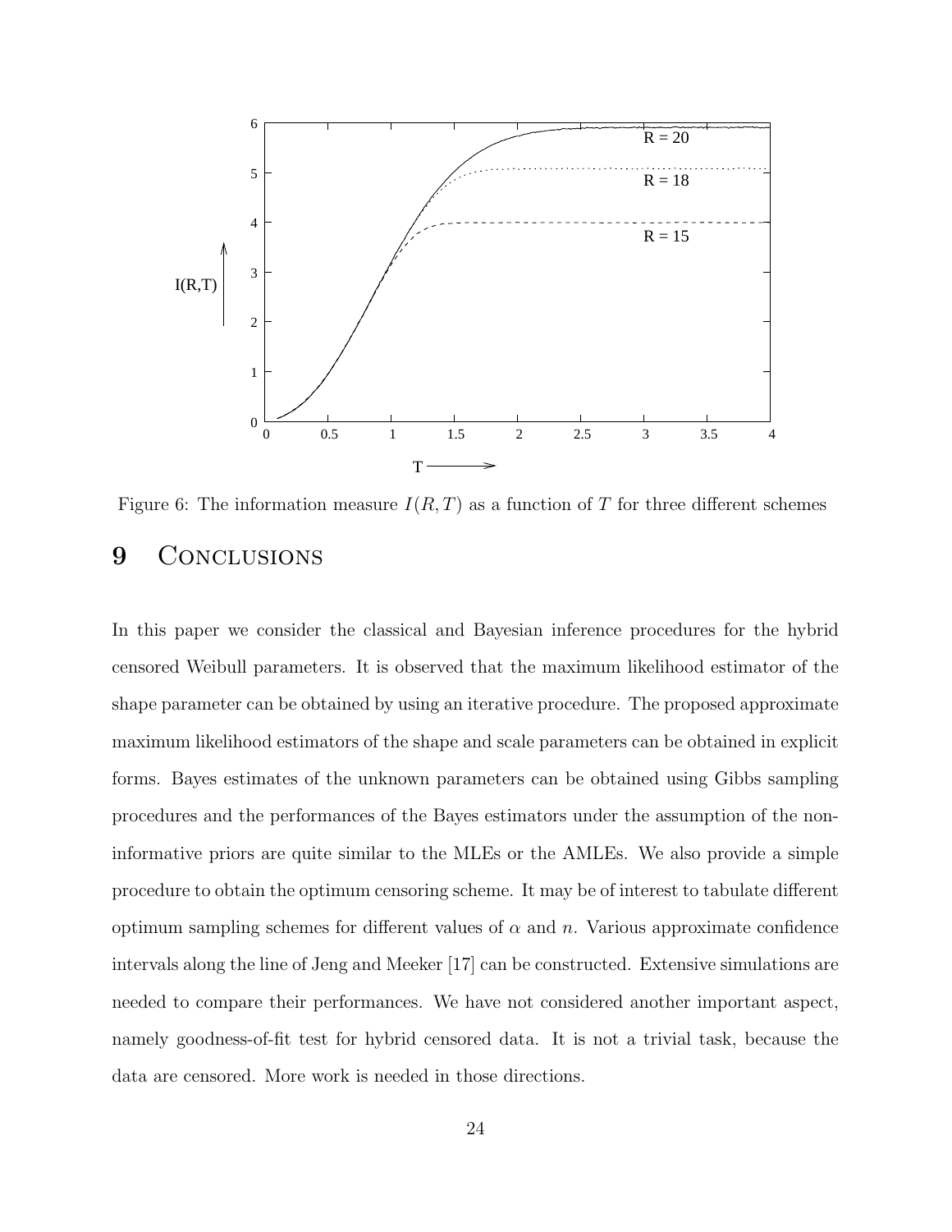Figure 6: The information measure $I(R, T)$ as a function of $T$ for three different schemes

# 9 Conclusions

In this paper we consider the classical and Bayesian inference procedures for the hybrid censored Weibull parameters. It is observed that the maximum likelihood estimator of the shape parameter can be obtained by using an iterative procedure. The proposed approximate maximum likelihood estimators of the shape and scale parameters can be obtained in explicit forms. Bayes estimates of the unknown parameters can be obtained using Gibbs sampling procedures and the performances of the Bayes estimators under the assumption of the non-informative priors are quite similar to the MLEs or the AMLEs. We also provide a simple procedure to obtain the optimum censoring scheme. It may be of interest to tabulate different optimum sampling schemes for different values of $\alpha$ and $n$. Various approximate confidence intervals along the line of Jeng and Meeker [17] can be constructed. Extensive simulations are needed to compare their performances. We have not considered another important aspect, namely goodness-of-fit test for hybrid censored data. It is not a trivial task, because the data are censored. More work is needed in those directions.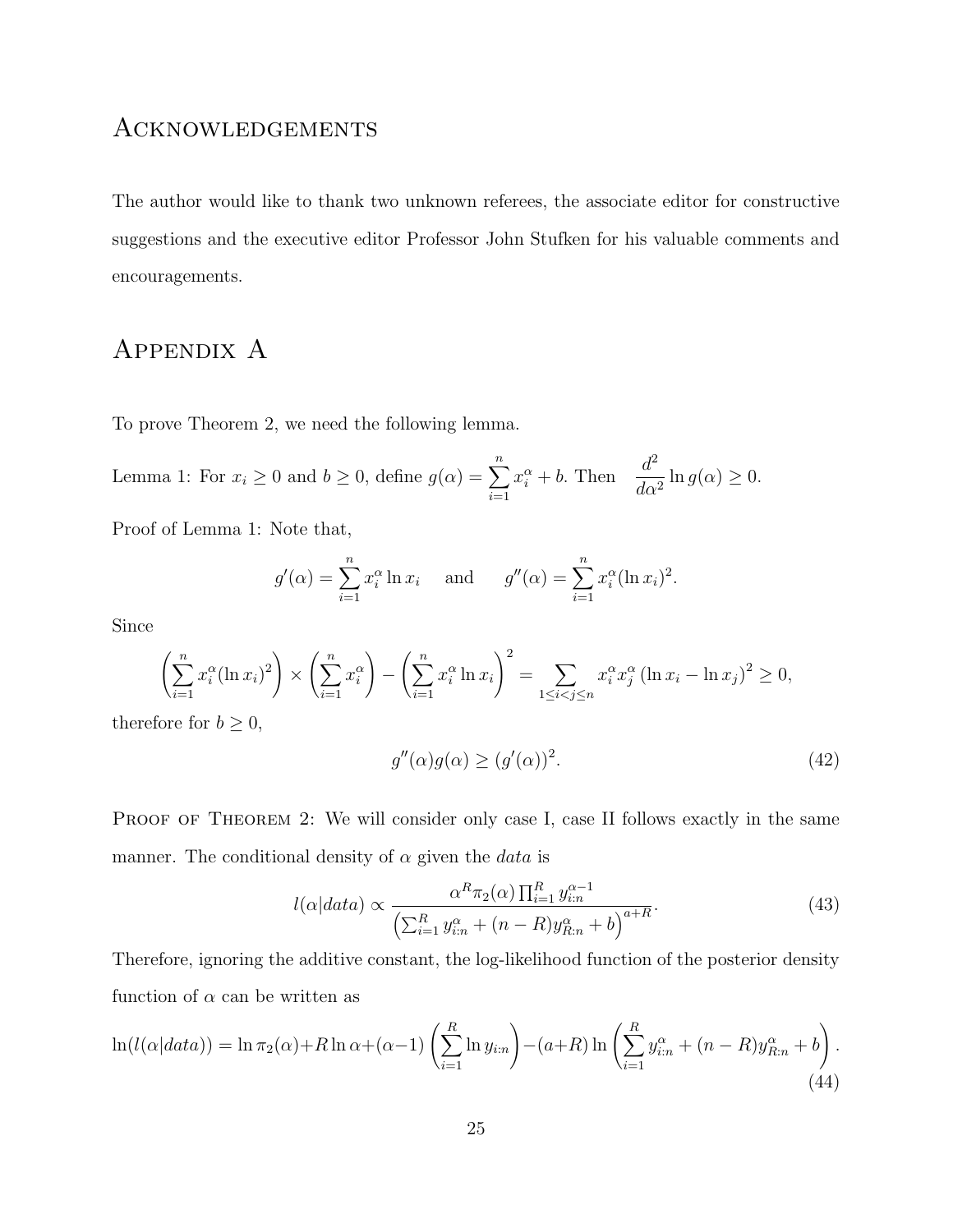## Acknowledgements

The author would like to thank two unknown referees, the associate editor for constructive suggestions and the executive editor Professor John Stufken for his valuable comments and encouragements.

## Appendix A

To prove Theorem 2, we need the following lemma.

Lemma 1: For $x_i \geq 0$ and $b \geq 0$, define $g(\alpha) = \sum_{i=1}^{n} x_i^{\alpha} + b$. Then $\dfrac{d^2}{d\alpha^2} \ln g(\alpha) \geq 0$.

Proof of Lemma 1: Note that,

$$g'(\alpha) = \sum_{i=1}^{n} x_i^{\alpha} \ln x_i \quad \text{and} \quad g''(\alpha) = \sum_{i=1}^{n} x_i^{\alpha} (\ln x_i)^2.$$

Since

$$\left( \sum_{i=1}^{n} x_i^{\alpha} (\ln x_i)^2 \right) \times \left( \sum_{i=1}^{n} x_i^{\alpha} \right) - \left( \sum_{i=1}^{n} x_i^{\alpha} \ln x_i \right)^2 = \sum_{1 \leq i < j \leq n} x_i^{\alpha} x_j^{\alpha} \left( \ln x_i - \ln x_j \right)^2 \geq 0,$$

therefore for $b \geq 0$,

$$g''(\alpha) g(\alpha) \geq (g'(\alpha))^2. \tag{42}$$

Proof of Theorem 2: We will consider only case I, case II follows exactly in the same manner. The conditional density of $\alpha$ given the *data* is

$$l(\alpha | data) \propto \frac{\alpha^R \pi_2(\alpha) \prod_{i=1}^{R} y_{i:n}^{\alpha - 1}}{\left( \sum_{i=1}^{R} y_{i:n}^{\alpha} + (n - R) y_{R:n}^{\alpha} + b \right)^{a+R}}. \tag{43}$$

Therefore, ignoring the additive constant, the log-likelihood function of the posterior density function of $\alpha$ can be written as

$$\ln(l(\alpha | data)) = \ln \pi_2(\alpha) + R \ln \alpha + (\alpha - 1) \left( \sum_{i=1}^{R} \ln y_{i:n} \right) - (a + R) \ln \left( \sum_{i=1}^{R} y_{i:n}^{\alpha} + (n - R) y_{R:n}^{\alpha} + b \right). \tag{44}$$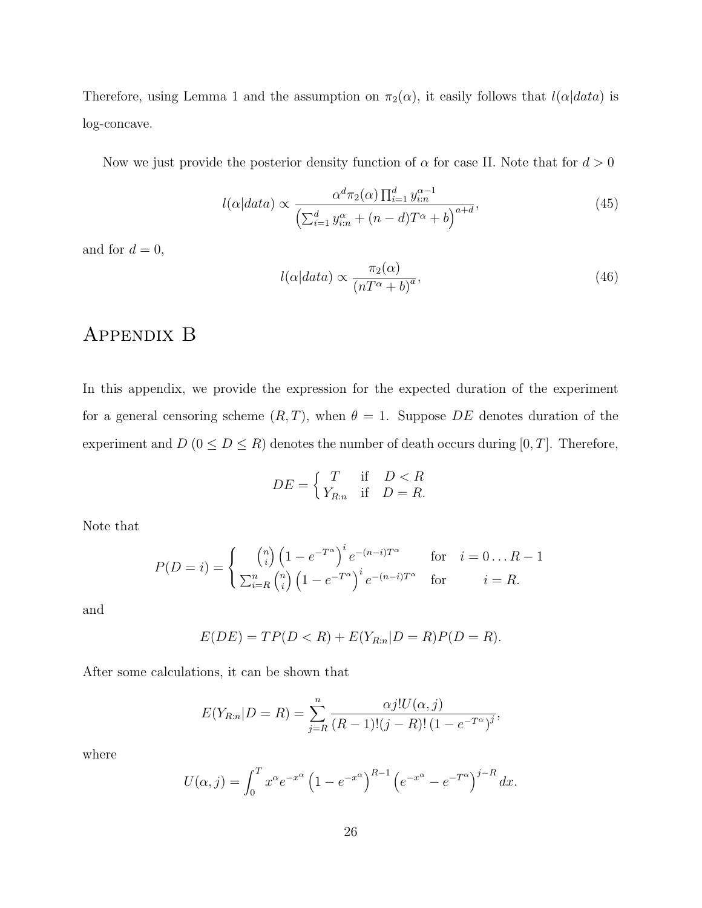Therefore, using Lemma 1 and the assumption on $\pi_2(\alpha)$, it easily follows that $l(\alpha|data)$ is log-concave.

Now we just provide the posterior density function of $\alpha$ for case II. Note that for $d > 0$

$$l(\alpha|data) \propto \frac{\alpha^d \pi_2(\alpha) \prod_{i=1}^{d} y_{i:n}^{\alpha-1}}{\left(\sum_{i=1}^{d} y_{i:n}^{\alpha} + (n-d)T^{\alpha} + b\right)^{a+d}}, \tag{45}$$

and for $d = 0$,

$$l(\alpha|data) \propto \frac{\pi_2(\alpha)}{(nT^{\alpha} + b)^{a}}, \tag{46}$$

# Appendix B

In this appendix, we provide the expression for the expected duration of the experiment for a general censoring scheme $(R, T)$, when $\theta = 1$. Suppose $DE$ denotes duration of the experiment and $D$ $(0 \leq D \leq R)$ denotes the number of death occurs during $[0, T]$. Therefore,

$$DE = \begin{cases} T & \text{if} \quad D < R \\ Y_{R:n} & \text{if} \quad D = R. \end{cases}$$

Note that

$$P(D = i) = \begin{cases} \binom{n}{i} \left(1 - e^{-T^{\alpha}}\right)^{i} e^{-(n-i)T^{\alpha}} & \text{for} \quad i = 0 \ldots R-1 \\ \sum_{i=R}^{n} \binom{n}{i} \left(1 - e^{-T^{\alpha}}\right)^{i} e^{-(n-i)T^{\alpha}} & \text{for} \quad\quad i = R. \end{cases}$$

and

$$E(DE) = TP(D < R) + E(Y_{R:n}|D = R)P(D = R).$$

After some calculations, it can be shown that

$$E(Y_{R:n}|D = R) = \sum_{j=R}^{n} \frac{\alpha j! U(\alpha, j)}{(R-1)!(j-R)! \left(1 - e^{-T^{\alpha}}\right)^{j}},$$

where

$$U(\alpha, j) = \int_0^T x^{\alpha} e^{-x^{\alpha}} \left(1 - e^{-x^{\alpha}}\right)^{R-1} \left(e^{-x^{\alpha}} - e^{-T^{\alpha}}\right)^{j-R} dx.$$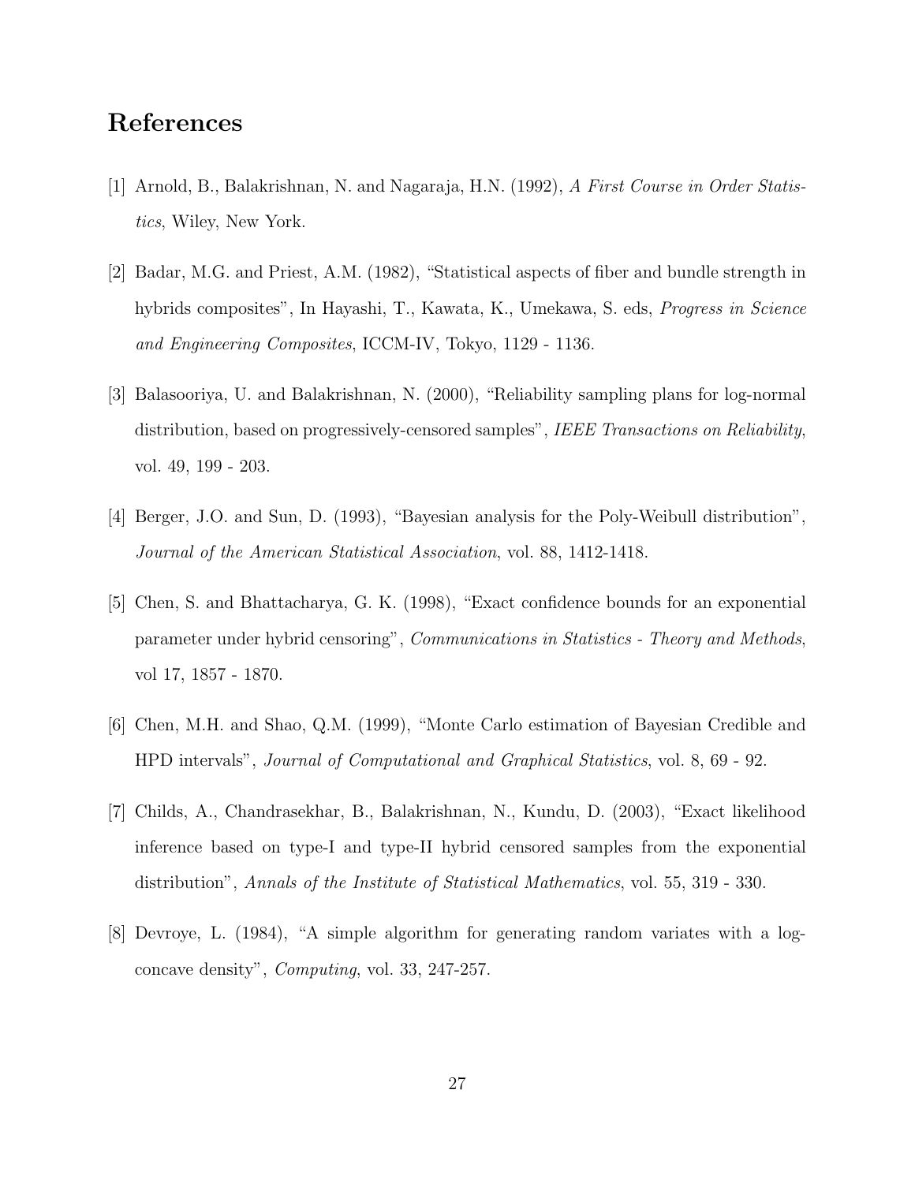## References

[1] Arnold, B., Balakrishnan, N. and Nagaraja, H.N. (1992), *A First Course in Order Statistics*, Wiley, New York.

[2] Badar, M.G. and Priest, A.M. (1982), "Statistical aspects of fiber and bundle strength in hybrids composites", In Hayashi, T., Kawata, K., Umekawa, S. eds, *Progress in Science and Engineering Composites*, ICCM-IV, Tokyo, 1129 - 1136.

[3] Balasooriya, U. and Balakrishnan, N. (2000), "Reliability sampling plans for log-normal distribution, based on progressively-censored samples", *IEEE Transactions on Reliability*, vol. 49, 199 - 203.

[4] Berger, J.O. and Sun, D. (1993), "Bayesian analysis for the Poly-Weibull distribution", *Journal of the American Statistical Association*, vol. 88, 1412-1418.

[5] Chen, S. and Bhattacharya, G. K. (1998), "Exact confidence bounds for an exponential parameter under hybrid censoring", *Communications in Statistics - Theory and Methods*, vol 17, 1857 - 1870.

[6] Chen, M.H. and Shao, Q.M. (1999), "Monte Carlo estimation of Bayesian Credible and HPD intervals", *Journal of Computational and Graphical Statistics*, vol. 8, 69 - 92.

[7] Childs, A., Chandrasekhar, B., Balakrishnan, N., Kundu, D. (2003), "Exact likelihood inference based on type-I and type-II hybrid censored samples from the exponential distribution", *Annals of the Institute of Statistical Mathematics*, vol. 55, 319 - 330.

[8] Devroye, L. (1984), "A simple algorithm for generating random variates with a log-concave density", *Computing*, vol. 33, 247-257.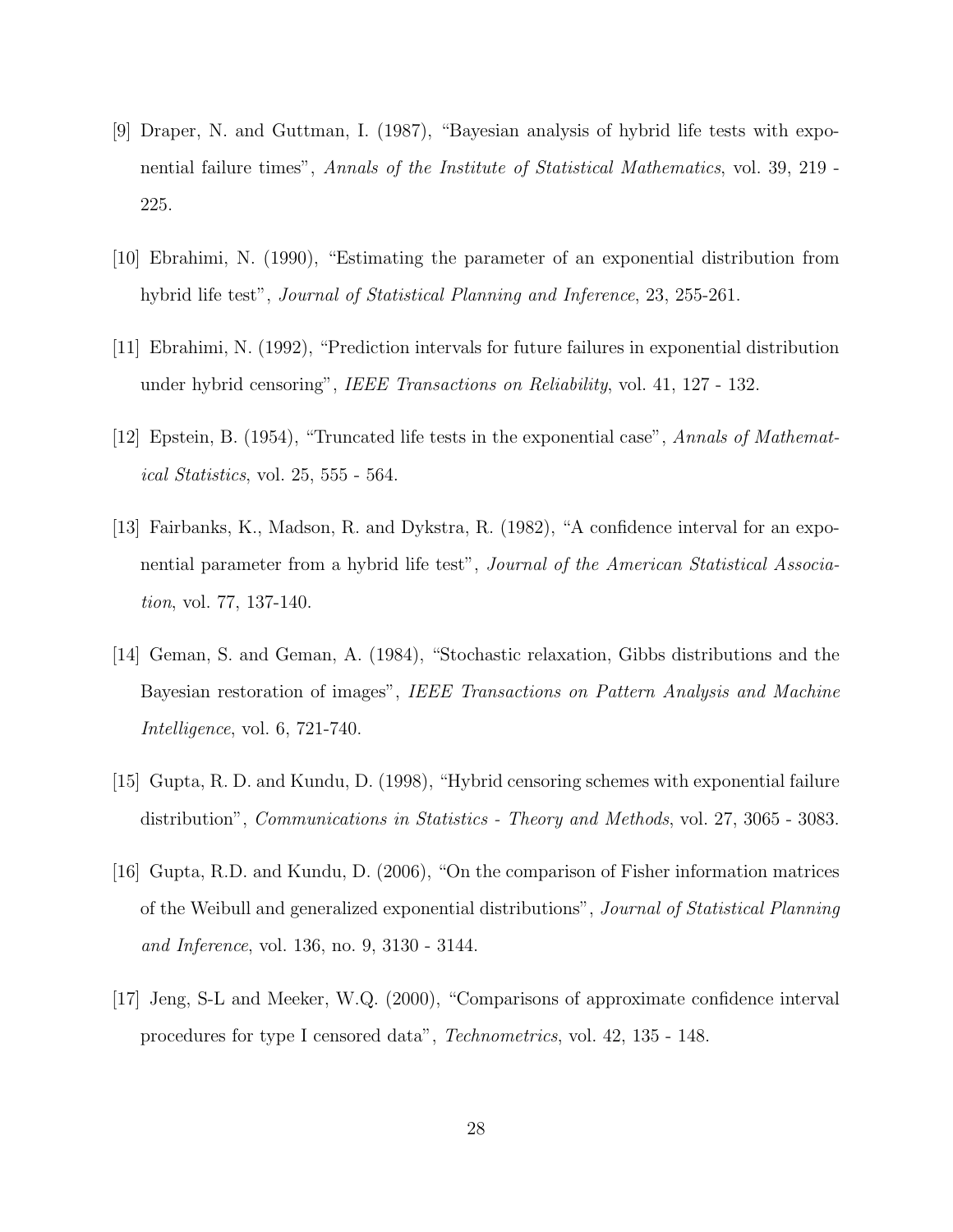[9] Draper, N. and Guttman, I. (1987), "Bayesian analysis of hybrid life tests with exponential failure times", *Annals of the Institute of Statistical Mathematics*, vol. 39, 219 - 225.

[10] Ebrahimi, N. (1990), "Estimating the parameter of an exponential distribution from hybrid life test", *Journal of Statistical Planning and Inference*, 23, 255-261.

[11] Ebrahimi, N. (1992), "Prediction intervals for future failures in exponential distribution under hybrid censoring", *IEEE Transactions on Reliability*, vol. 41, 127 - 132.

[12] Epstein, B. (1954), "Truncated life tests in the exponential case", *Annals of Mathematical Statistics*, vol. 25, 555 - 564.

[13] Fairbanks, K., Madson, R. and Dykstra, R. (1982), "A confidence interval for an exponential parameter from a hybrid life test", *Journal of the American Statistical Association*, vol. 77, 137-140.

[14] Geman, S. and Geman, A. (1984), "Stochastic relaxation, Gibbs distributions and the Bayesian restoration of images", *IEEE Transactions on Pattern Analysis and Machine Intelligence*, vol. 6, 721-740.

[15] Gupta, R. D. and Kundu, D. (1998), "Hybrid censoring schemes with exponential failure distribution", *Communications in Statistics - Theory and Methods*, vol. 27, 3065 - 3083.

[16] Gupta, R.D. and Kundu, D. (2006), "On the comparison of Fisher information matrices of the Weibull and generalized exponential distributions", *Journal of Statistical Planning and Inference*, vol. 136, no. 9, 3130 - 3144.

[17] Jeng, S-L and Meeker, W.Q. (2000), "Comparisons of approximate confidence interval procedures for type I censored data", *Technometrics*, vol. 42, 135 - 148.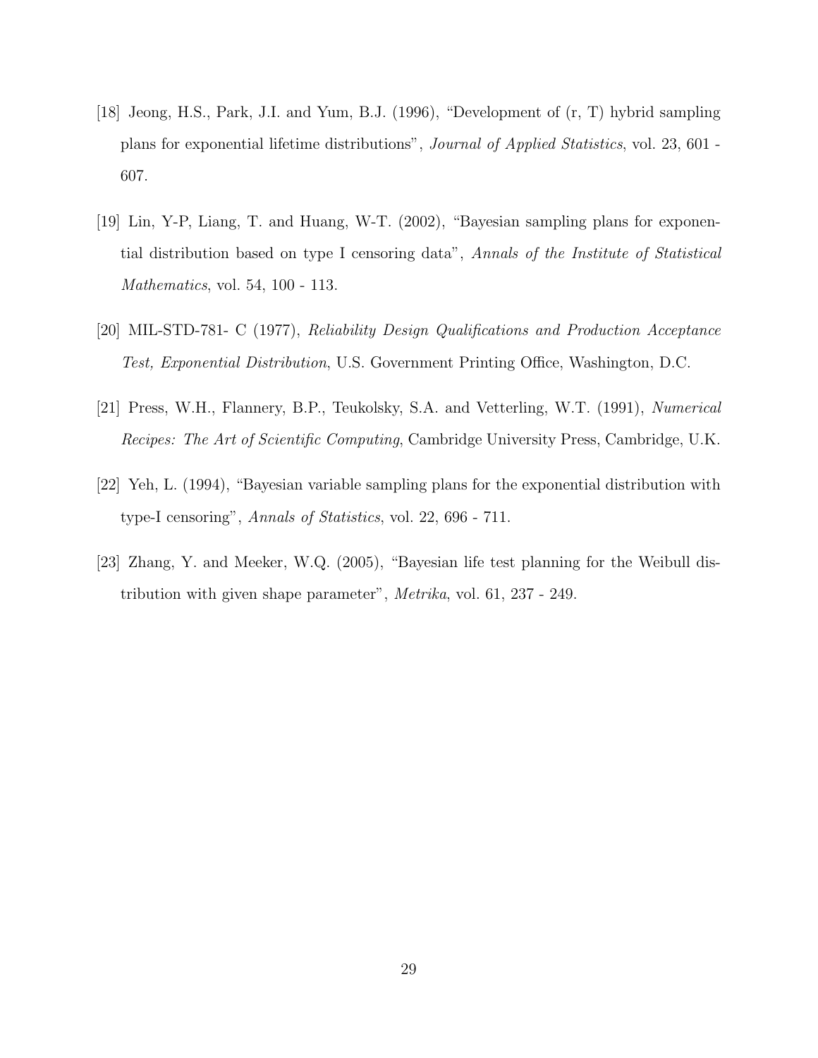[18] Jeong, H.S., Park, J.I. and Yum, B.J. (1996), "Development of (r, T) hybrid sampling plans for exponential lifetime distributions", *Journal of Applied Statistics*, vol. 23, 601 - 607.

[19] Lin, Y-P, Liang, T. and Huang, W-T. (2002), "Bayesian sampling plans for exponential distribution based on type I censoring data", *Annals of the Institute of Statistical Mathematics*, vol. 54, 100 - 113.

[20] MIL-STD-781- C (1977), *Reliability Design Qualifications and Production Acceptance Test, Exponential Distribution*, U.S. Government Printing Office, Washington, D.C.

[21] Press, W.H., Flannery, B.P., Teukolsky, S.A. and Vetterling, W.T. (1991), *Numerical Recipes: The Art of Scientific Computing*, Cambridge University Press, Cambridge, U.K.

[22] Yeh, L. (1994), "Bayesian variable sampling plans for the exponential distribution with type-I censoring", *Annals of Statistics*, vol. 22, 696 - 711.

[23] Zhang, Y. and Meeker, W.Q. (2005), "Bayesian life test planning for the Weibull distribution with given shape parameter", *Metrika*, vol. 61, 237 - 249.